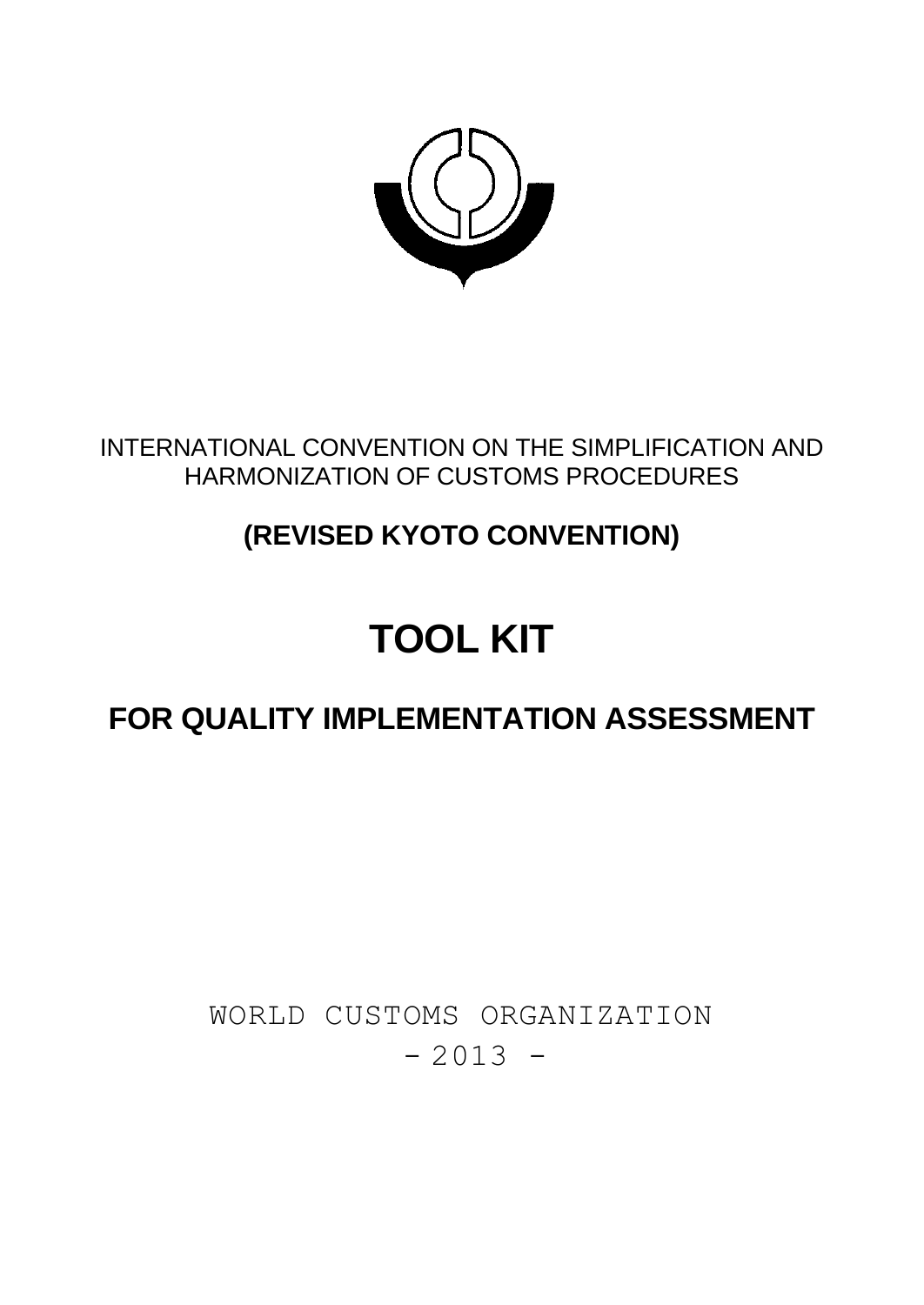INTERNATIONAL CONVENTION ON THE SIMPLIFICATION AND HARMONIZATION OF CUSTOMS PROCEDURES

**(REVISED KYOTO CONVENTION)**

# TOOL KIT

## FOR QUALITY IMPLEMENTATION ASSESSMENT

WORLD CUSTOMS ORGANIZATION

- 2013 -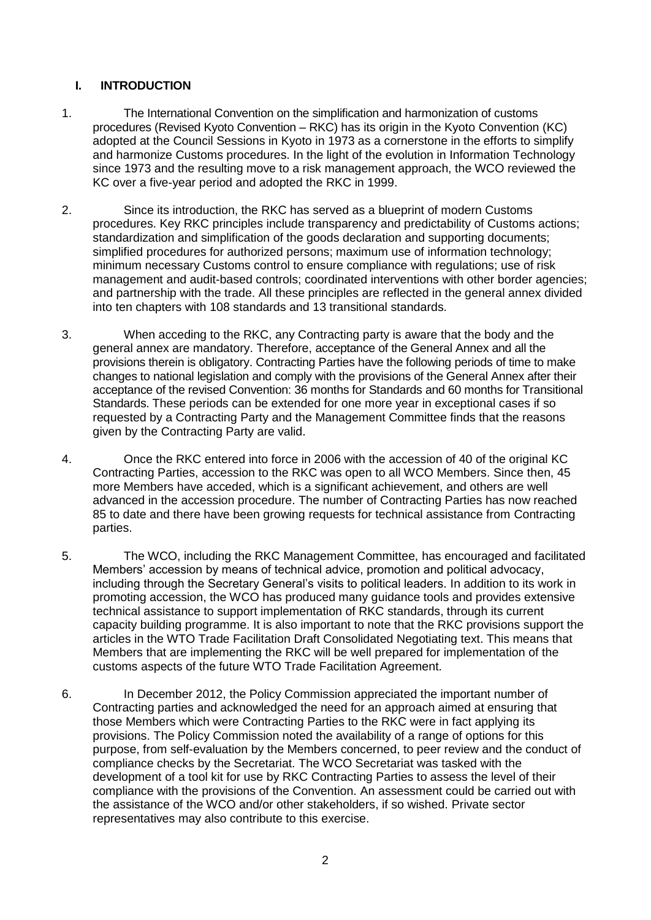## I. INTRODUCTION

1. The International Convention on the simplification and harmonization of customs procedures (Revised Kyoto Convention – RKC) has its origin in the Kyoto Convention (KC) adopted at the Council Sessions in Kyoto in 1973 as a cornerstone in the efforts to simplify and harmonize Customs procedures. In the light of the evolution in Information Technology since 1973 and the resulting move to a risk management approach, the WCO reviewed the KC over a five-year period and adopted the RKC in 1999.

2. Since its introduction, the RKC has served as a blueprint of modern Customs procedures. Key RKC principles include transparency and predictability of Customs actions; standardization and simplification of the goods declaration and supporting documents; simplified procedures for authorized persons; maximum use of information technology; minimum necessary Customs control to ensure compliance with regulations; use of risk management and audit-based controls; coordinated interventions with other border agencies; and partnership with the trade. All these principles are reflected in the general annex divided into ten chapters with 108 standards and 13 transitional standards.

3. When acceding to the RKC, any Contracting party is aware that the body and the general annex are mandatory. Therefore, acceptance of the General Annex and all the provisions therein is obligatory. Contracting Parties have the following periods of time to make changes to national legislation and comply with the provisions of the General Annex after their acceptance of the revised Convention: 36 months for Standards and 60 months for Transitional Standards. These periods can be extended for one more year in exceptional cases if so requested by a Contracting Party and the Management Committee finds that the reasons given by the Contracting Party are valid.

4. Once the RKC entered into force in 2006 with the accession of 40 of the original KC Contracting Parties, accession to the RKC was open to all WCO Members. Since then, 45 more Members have acceded, which is a significant achievement, and others are well advanced in the accession procedure. The number of Contracting Parties has now reached 85 to date and there have been growing requests for technical assistance from Contracting parties.

5. The WCO, including the RKC Management Committee, has encouraged and facilitated Members' accession by means of technical advice, promotion and political advocacy, including through the Secretary General's visits to political leaders. In addition to its work in promoting accession, the WCO has produced many guidance tools and provides extensive technical assistance to support implementation of RKC standards, through its current capacity building programme. It is also important to note that the RKC provisions support the articles in the WTO Trade Facilitation Draft Consolidated Negotiating text. This means that Members that are implementing the RKC will be well prepared for implementation of the customs aspects of the future WTO Trade Facilitation Agreement.

6. In December 2012, the Policy Commission appreciated the important number of Contracting parties and acknowledged the need for an approach aimed at ensuring that those Members which were Contracting Parties to the RKC were in fact applying its provisions. The Policy Commission noted the availability of a range of options for this purpose, from self-evaluation by the Members concerned, to peer review and the conduct of compliance checks by the Secretariat. The WCO Secretariat was tasked with the development of a tool kit for use by RKC Contracting Parties to assess the level of their compliance with the provisions of the Convention. An assessment could be carried out with the assistance of the WCO and/or other stakeholders, if so wished. Private sector representatives may also contribute to this exercise.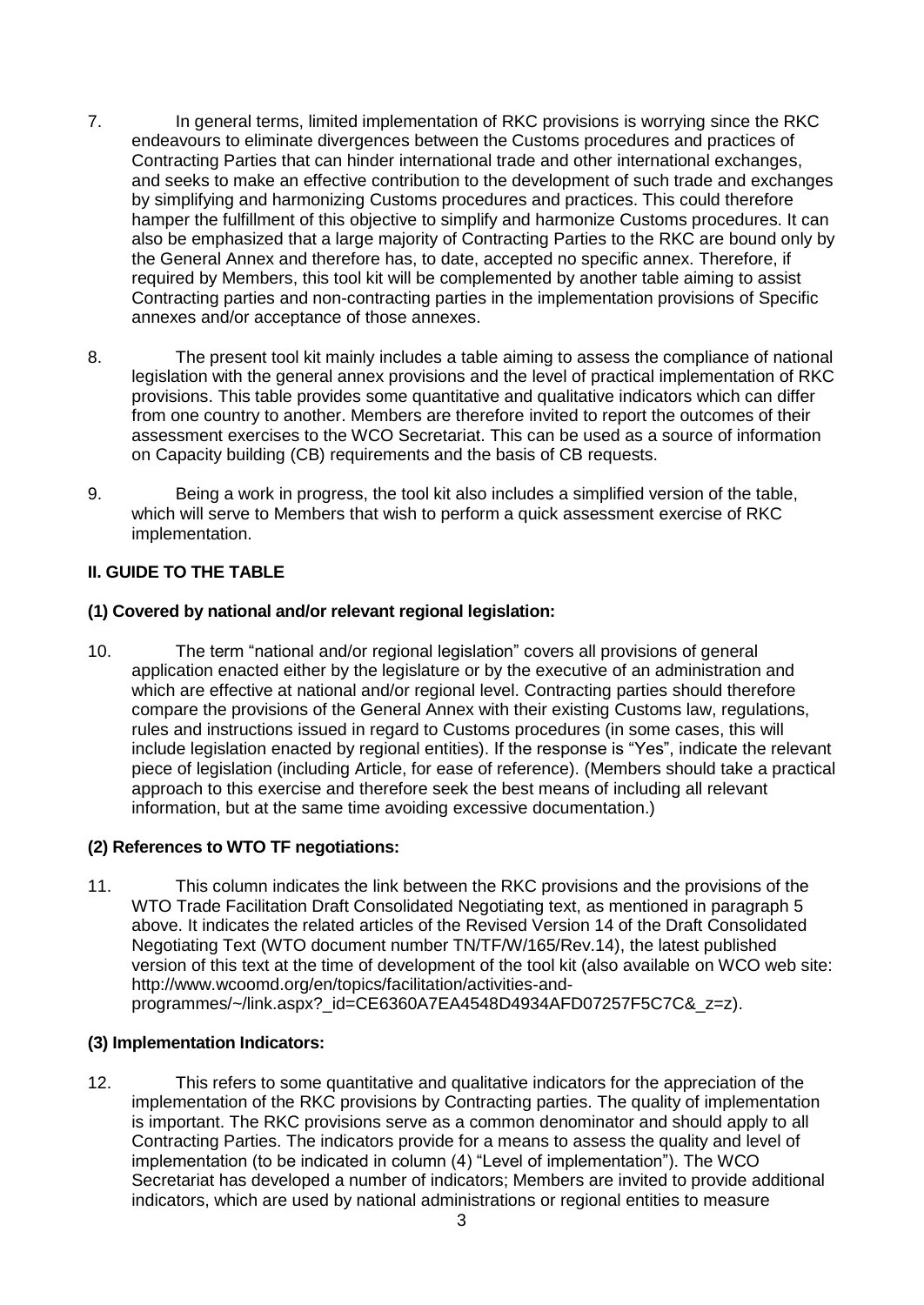7. In general terms, limited implementation of RKC provisions is worrying since the RKC endeavours to eliminate divergences between the Customs procedures and practices of Contracting Parties that can hinder international trade and other international exchanges, and seeks to make an effective contribution to the development of such trade and exchanges by simplifying and harmonizing Customs procedures and practices. This could therefore hamper the fulfillment of this objective to simplify and harmonize Customs procedures. It can also be emphasized that a large majority of Contracting Parties to the RKC are bound only by the General Annex and therefore has, to date, accepted no specific annex. Therefore, if required by Members, this tool kit will be complemented by another table aiming to assist Contracting parties and non-contracting parties in the implementation provisions of Specific annexes and/or acceptance of those annexes.

8. The present tool kit mainly includes a table aiming to assess the compliance of national legislation with the general annex provisions and the level of practical implementation of RKC provisions. This table provides some quantitative and qualitative indicators which can differ from one country to another. Members are therefore invited to report the outcomes of their assessment exercises to the WCO Secretariat. This can be used as a source of information on Capacity building (CB) requirements and the basis of CB requests.

9. Being a work in progress, the tool kit also includes a simplified version of the table, which will serve to Members that wish to perform a quick assessment exercise of RKC implementation.

## II. GUIDE TO THE TABLE

### (1) Covered by national and/or relevant regional legislation:

10. The term "national and/or regional legislation" covers all provisions of general application enacted either by the legislature or by the executive of an administration and which are effective at national and/or regional level. Contracting parties should therefore compare the provisions of the General Annex with their existing Customs law, regulations, rules and instructions issued in regard to Customs procedures (in some cases, this will include legislation enacted by regional entities). If the response is "Yes", indicate the relevant piece of legislation (including Article, for ease of reference). (Members should take a practical approach to this exercise and therefore seek the best means of including all relevant information, but at the same time avoiding excessive documentation.)

### (2) References to WTO TF negotiations:

11. This column indicates the link between the RKC provisions and the provisions of the WTO Trade Facilitation Draft Consolidated Negotiating text, as mentioned in paragraph 5 above. It indicates the related articles of the Revised Version 14 of the Draft Consolidated Negotiating Text (WTO document number TN/TF/W/165/Rev.14), the latest published version of this text at the time of development of the tool kit (also available on WCO web site: http://www.wcoomd.org/en/topics/facilitation/activities-and-programmes/~/link.aspx?_id=CE6360A7EA4548D4934AFD07257F5C7C&_z=z).

### (3) Implementation Indicators:

12. This refers to some quantitative and qualitative indicators for the appreciation of the implementation of the RKC provisions by Contracting parties. The quality of implementation is important. The RKC provisions serve as a common denominator and should apply to all Contracting Parties. The indicators provide for a means to assess the quality and level of implementation (to be indicated in column (4) "Level of implementation"). The WCO Secretariat has developed a number of indicators; Members are invited to provide additional indicators, which are used by national administrations or regional entities to measure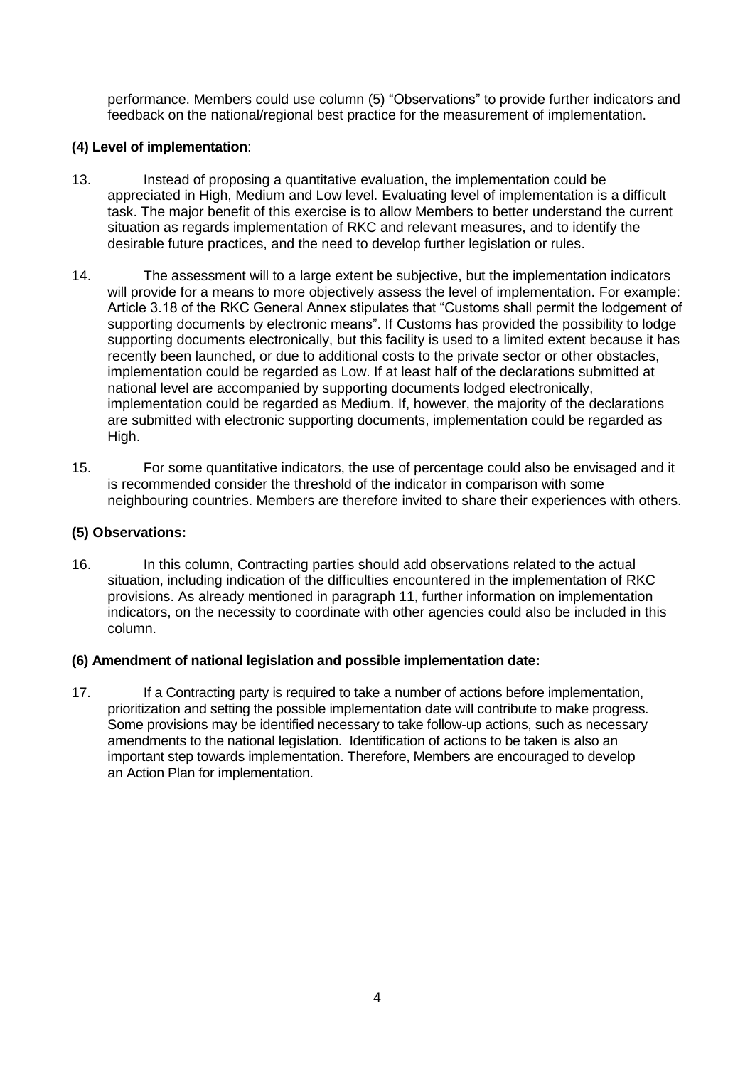performance. Members could use column (5) “Observations” to provide further indicators and feedback on the national/regional best practice for the measurement of implementation.

**(4) Level of implementation**:

13. Instead of proposing a quantitative evaluation, the implementation could be appreciated in High, Medium and Low level. Evaluating level of implementation is a difficult task. The major benefit of this exercise is to allow Members to better understand the current situation as regards implementation of RKC and relevant measures, and to identify the desirable future practices, and the need to develop further legislation or rules.

14. The assessment will to a large extent be subjective, but the implementation indicators will provide for a means to more objectively assess the level of implementation. For example: Article 3.18 of the RKC General Annex stipulates that “Customs shall permit the lodgement of supporting documents by electronic means”. If Customs has provided the possibility to lodge supporting documents electronically, but this facility is used to a limited extent because it has recently been launched, or due to additional costs to the private sector or other obstacles, implementation could be regarded as Low. If at least half of the declarations submitted at national level are accompanied by supporting documents lodged electronically, implementation could be regarded as Medium. If, however, the majority of the declarations are submitted with electronic supporting documents, implementation could be regarded as High.

15. For some quantitative indicators, the use of percentage could also be envisaged and it is recommended consider the threshold of the indicator in comparison with some neighbouring countries. Members are therefore invited to share their experiences with others.

**(5) Observations:**

16. In this column, Contracting parties should add observations related to the actual situation, including indication of the difficulties encountered in the implementation of RKC provisions. As already mentioned in paragraph 11, further information on implementation indicators, on the necessity to coordinate with other agencies could also be included in this column.

**(6) Amendment of national legislation and possible implementation date:**

17. If a Contracting party is required to take a number of actions before implementation, prioritization and setting the possible implementation date will contribute to make progress. Some provisions may be identified necessary to take follow-up actions, such as necessary amendments to the national legislation. Identification of actions to be taken is also an important step towards implementation. Therefore, Members are encouraged to develop an Action Plan for implementation.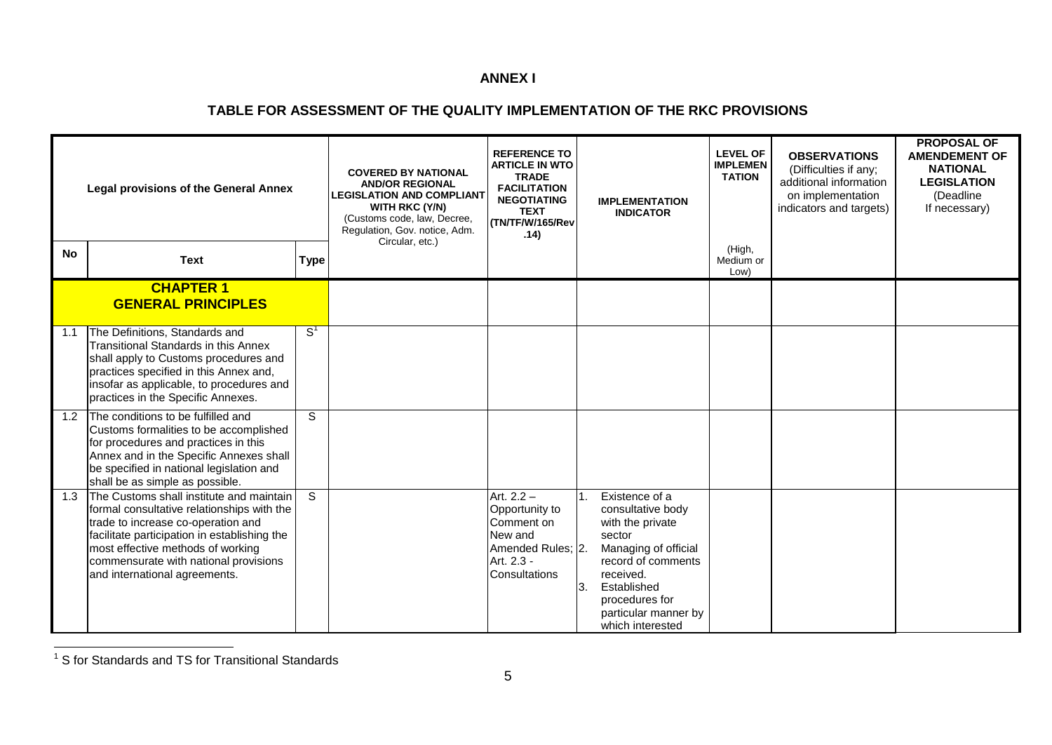**ANNEX I**

**TABLE FOR ASSESSMENT OF THE QUALITY IMPLEMENTATION OF THE RKC PROVISIONS**

| Legal provisions of the General Annex | | | COVERED BY NATIONAL AND/OR REGIONAL LEGISLATION AND COMPLIANT WITH RKC (Y/N) (Customs code, law, Decree, Regulation, Gov. notice, Adm. Circular, etc.) | REFERENCE TO ARTICLE IN WTO TRADE FACILITATION NEGOTIATING TEXT (TN/TF/W/165/Rev .14) | IMPLEMENTATION INDICATOR | LEVEL OF IMPLEMENTATION (High, Medium or Low) | OBSERVATIONS (Difficulties if any; additional information on implementation indicators and targets) | PROPOSAL OF AMENDEMENT OF NATIONAL LEGISLATION (Deadline If necessary) |
|---|---|---|---|---|---|---|---|---|
| **No** | **Text** | **Type** | | | | | | |
| | **CHAPTER 1 GENERAL PRINCIPLES** | | | | | | | |
| 1.1 | The Definitions, Standards and Transitional Standards in this Annex shall apply to Customs procedures and practices specified in this Annex and, insofar as applicable, to procedures and practices in the Specific Annexes. | S[1] | | | | | | |
| 1.2 | The conditions to be fulfilled and Customs formalities to be accomplished for procedures and practices in this Annex and in the Specific Annexes shall be specified in national legislation and shall be as simple as possible. | S | | | | | | |
| 1.3 | The Customs shall institute and maintain formal consultative relationships with the trade to increase co-operation and facilitate participation in establishing the most effective methods of working commensurate with national provisions and international agreements. | S | | Art. 2.2 – Opportunity to Comment on New and Amended Rules; Art. 2.3 - Consultations | 1. Existence of a consultative body with the private sector 2. Managing of official record of comments received. 3. Established procedures for particular manner by which interested | | | |

[1] S for Standards and TS for Transitional Standards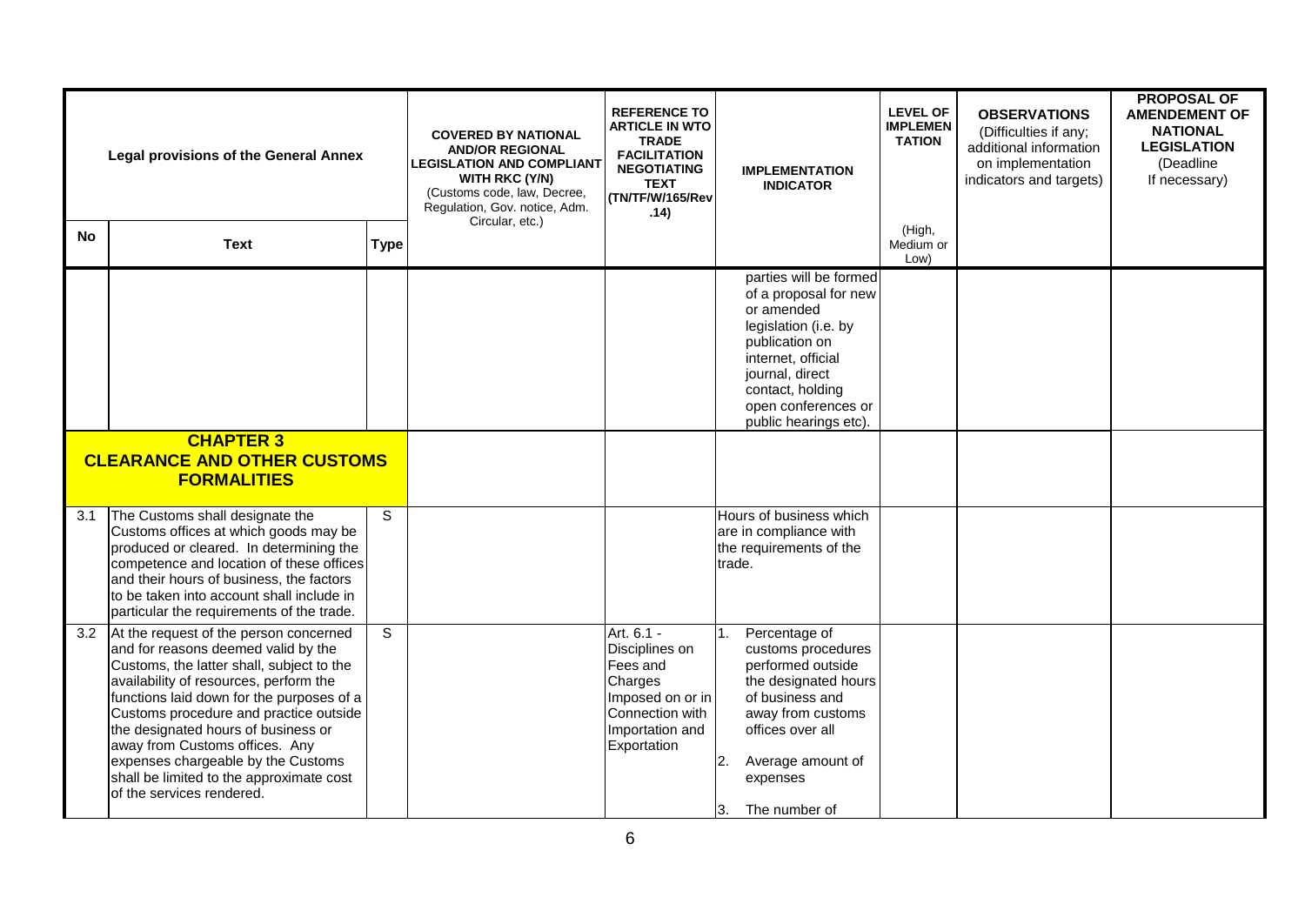| Legal provisions of the General Annex | | | COVERED BY NATIONAL AND/OR REGIONAL LEGISLATION AND COMPLIANT WITH RKC (Y/N) (Customs code, law, Decree, Regulation, Gov. notice, Adm. Circular, etc.) | REFERENCE TO ARTICLE IN WTO TRADE FACILITATION NEGOTIATING TEXT (TN/TF/W/165/Rev .14) | IMPLEMENTATION INDICATOR | LEVEL OF IMPLEMENTATION (High, Medium or Low) | OBSERVATIONS (Difficulties if any; additional information on implementation indicators and targets) | PROPOSAL OF AMENDEMENT OF NATIONAL LEGISLATION (Deadline If necessary) |
|---|---|---|---|---|---|---|---|---|
| **No** | **Text** | **Type** | | | | | | |
| | | | | | parties will be formed of a proposal for new or amended legislation (i.e. by publication on internet, official journal, direct contact, holding open conferences or public hearings etc). | | | |
| | **CHAPTER 3 CLEARANCE AND OTHER CUSTOMS FORMALITIES** | | | | | | | |
| 3.1 | The Customs shall designate the Customs offices at which goods may be produced or cleared. In determining the competence and location of these offices and their hours of business, the factors to be taken into account shall include in particular the requirements of the trade. | S | | | Hours of business which are in compliance with the requirements of the trade. | | | |
| 3.2 | At the request of the person concerned and for reasons deemed valid by the Customs, the latter shall, subject to the availability of resources, perform the functions laid down for the purposes of a Customs procedure and practice outside the designated hours of business or away from Customs offices. Any expenses chargeable by the Customs shall be limited to the approximate cost of the services rendered. | S | | Art. 6.1 - Disciplines on Fees and Charges Imposed on or in Connection with Importation and Exportation | 1. Percentage of customs procedures performed outside the designated hours of business and away from customs offices over all<br>2. Average amount of expenses<br>3. The number of | | | |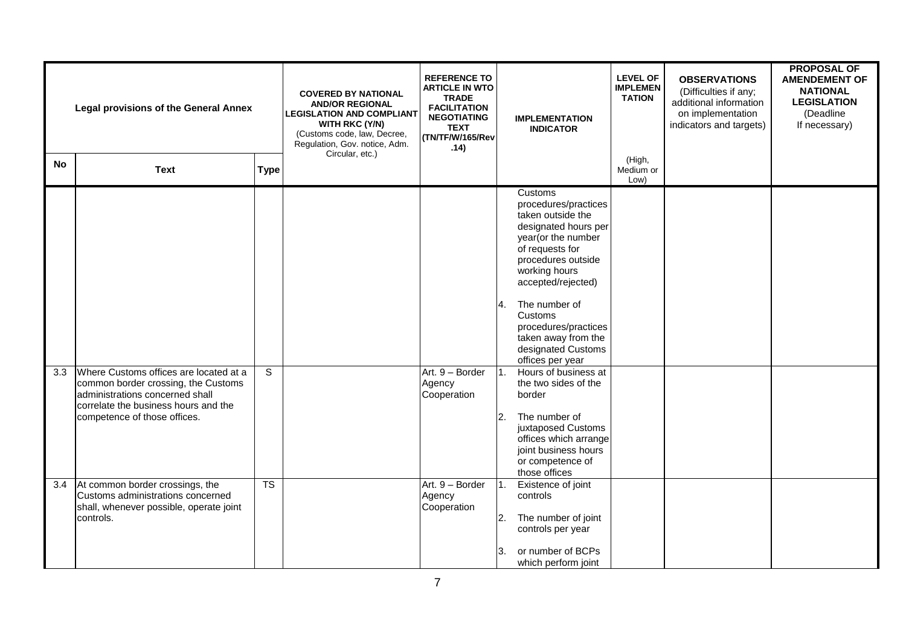| Legal provisions of the General Annex | | | COVERED BY NATIONAL AND/OR REGIONAL LEGISLATION AND COMPLIANT WITH RKC (Y/N) (Customs code, law, Decree, Regulation, Gov. notice, Adm. Circular, etc.) | REFERENCE TO ARTICLE IN WTO TRADE FACILITATION NEGOTIATING TEXT (TN/TF/W/165/Rev .14) | IMPLEMENTATION INDICATOR | LEVEL OF IMPLEMENTATION (High, Medium or Low) | OBSERVATIONS (Difficulties if any; additional information on implementation indicators and targets) | PROPOSAL OF AMENDEMENT OF NATIONAL LEGISLATION (Deadline If necessary) |
|---|---|---|---|---|---|---|---|---|
| **No** | **Text** | **Type** | | | | | | |
| | | | | | Customs procedures/practices taken outside the designated hours per year(or the number of requests for procedures outside working hours accepted/rejected)<br><br>4. The number of Customs procedures/practices taken away from the designated Customs offices per year | | | |
| 3.3 | Where Customs offices are located at a common border crossing, the Customs administrations concerned shall correlate the business hours and the competence of those offices. | S | | Art. 9 – Border Agency Cooperation | 1. Hours of business at the two sides of the border<br><br>2. The number of juxtaposed Customs offices which arrange joint business hours or competence of those offices | | | |
| 3.4 | At common border crossings, the Customs administrations concerned shall, whenever possible, operate joint controls. | TS | | Art. 9 – Border Agency Cooperation | 1. Existence of joint controls<br><br>2. The number of joint controls per year<br><br>3. or number of BCPs which perform joint | | | |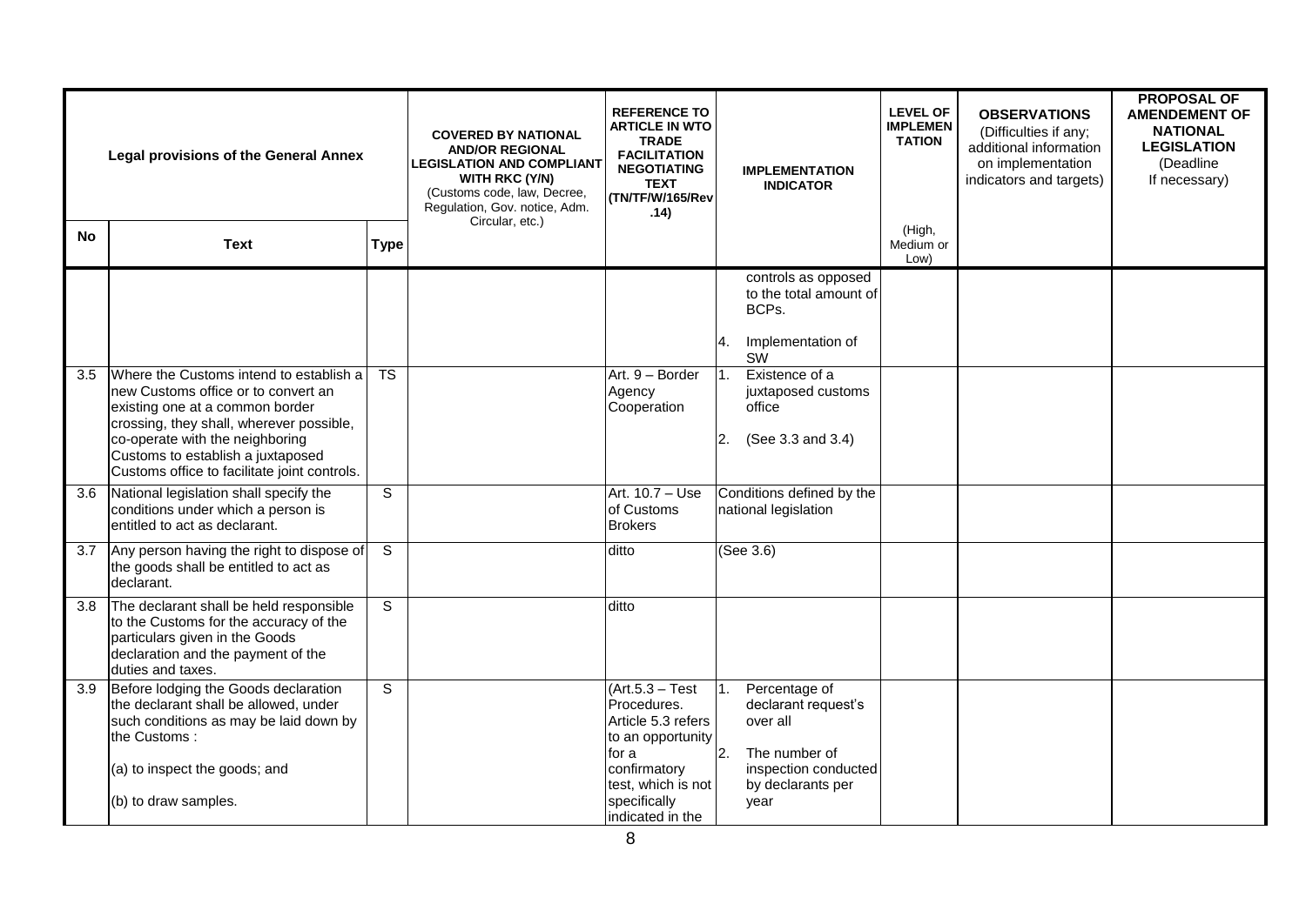| Legal provisions of the General Annex | | | COVERED BY NATIONAL AND/OR REGIONAL LEGISLATION AND COMPLIANT WITH RKC (Y/N) (Customs code, law, Decree, Regulation, Gov. notice, Adm. Circular, etc.) | REFERENCE TO ARTICLE IN WTO TRADE FACILITATION NEGOTIATING TEXT (TN/TF/W/165/Rev .14) | IMPLEMENTATION INDICATOR | LEVEL OF IMPLEMEN TATION (High, Medium or Low) | OBSERVATIONS (Difficulties if any; additional information on implementation indicators and targets) | PROPOSAL OF AMENDEMENT OF NATIONAL LEGISLATION (Deadline If necessary) |
|---|---|---|---|---|---|---|---|---|
| **No** | **Text** | **Type** | | | | | | |
| | | | | | controls as opposed to the total amount of BCPs.<br><br>4. Implementation of SW | | | |
| 3.5 | Where the Customs intend to establish a new Customs office or to convert an existing one at a common border crossing, they shall, wherever possible, co-operate with the neighboring Customs to establish a juxtaposed Customs office to facilitate joint controls. | TS | | Art. 9 – Border Agency Cooperation | 1. Existence of a juxtaposed customs office<br><br>2. (See 3.3 and 3.4) | | | |
| 3.6 | National legislation shall specify the conditions under which a person is entitled to act as declarant. | S | | Art. 10.7 – Use of Customs Brokers | Conditions defined by the national legislation | | | |
| 3.7 | Any person having the right to dispose of the goods shall be entitled to act as declarant. | S | | ditto | (See 3.6) | | | |
| 3.8 | The declarant shall be held responsible to the Customs for the accuracy of the particulars given in the Goods declaration and the payment of the duties and taxes. | S | | ditto | | | | |
| 3.9 | Before lodging the Goods declaration the declarant shall be allowed, under such conditions as may be laid down by the Customs :<br><br>(a) to inspect the goods; and<br><br>(b) to draw samples. | S | | (Art.5.3 – Test Procedures. Article 5.3 refers to an opportunity for a confirmatory test, which is not specifically indicated in the | 1. Percentage of declarant request's over all<br><br>2. The number of inspection conducted by declarants per year | | | |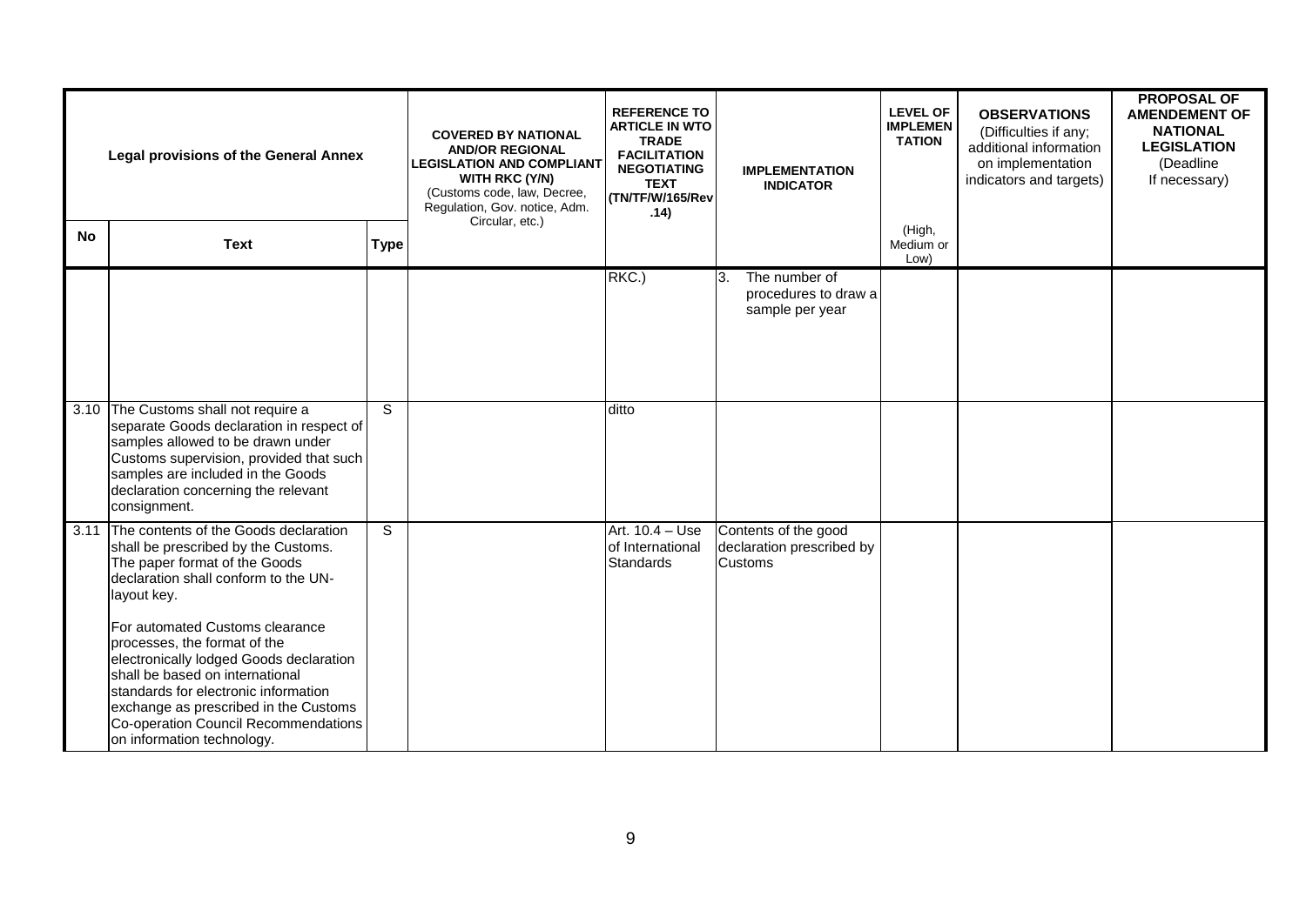| Legal provisions of the General Annex | | | COVERED BY NATIONAL AND/OR REGIONAL LEGISLATION AND COMPLIANT WITH RKC (Y/N) (Customs code, law, Decree, Regulation, Gov. notice, Adm. Circular, etc.) | REFERENCE TO ARTICLE IN WTO TRADE FACILITATION NEGOTIATING TEXT (TN/TF/W/165/Rev.14) | IMPLEMENTATION INDICATOR | LEVEL OF IMPLEMENTATION | OBSERVATIONS (Difficulties if any; additional information on implementation indicators and targets) | PROPOSAL OF AMENDEMENT OF NATIONAL LEGISLATION (Deadline If necessary) |
|---|---|---|---|---|---|---|---|---|
| **No** | **Text** | **Type** | | | | (High, Medium or Low) | | |
| | | | | RKC.) | 3. The number of procedures to draw a sample per year | | | |
| 3.10 | The Customs shall not require a separate Goods declaration in respect of samples allowed to be drawn under Customs supervision, provided that such samples are included in the Goods declaration concerning the relevant consignment. | S | | ditto | | | | |
| 3.11 | The contents of the Goods declaration shall be prescribed by the Customs. The paper format of the Goods declaration shall conform to the UN-layout key.<br><br>For automated Customs clearance processes, the format of the electronically lodged Goods declaration shall be based on international standards for electronic information exchange as prescribed in the Customs Co-operation Council Recommendations on information technology. | S | | Art. 10.4 – Use of International Standards | Contents of the good declaration prescribed by Customs | | | |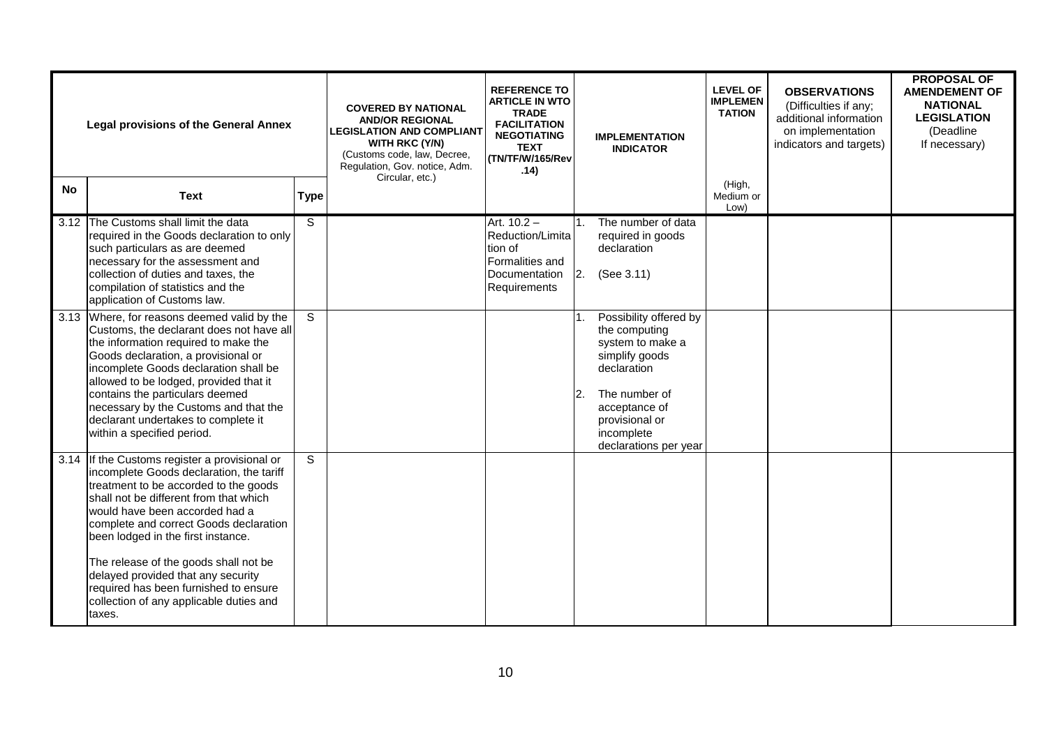| Legal provisions of the General Annex | | | COVERED BY NATIONAL AND/OR REGIONAL LEGISLATION AND COMPLIANT WITH RKC (Y/N) (Customs code, law, Decree, Regulation, Gov. notice, Adm. Circular, etc.) | REFERENCE TO ARTICLE IN WTO TRADE FACILITATION NEGOTIATING TEXT (TN/TF/W/165/Rev.14) | IMPLEMENTATION INDICATOR | LEVEL OF IMPLEMENTATION (High, Medium or Low) | OBSERVATIONS (Difficulties if any; additional information on implementation indicators and targets) | PROPOSAL OF AMENDEMENT OF NATIONAL LEGISLATION (Deadline If necessary) |
|---|---|---|---|---|---|---|---|---|
| **No** | **Text** | **Type** | | | | | | |
| 3.12 | The Customs shall limit the data required in the Goods declaration to only such particulars as are deemed necessary for the assessment and collection of duties and taxes, the compilation of statistics and the application of Customs law. | S | | Art. 10.2 – Reduction/Limitation of Formalities and Documentation Requirements | 1. The number of data required in goods declaration<br><br>2. (See 3.11) | | | |
| 3.13 | Where, for reasons deemed valid by the Customs, the declarant does not have all the information required to make the Goods declaration, a provisional or incomplete Goods declaration shall be allowed to be lodged, provided that it contains the particulars deemed necessary by the Customs and that the declarant undertakes to complete it within a specified period. | S | | | 1. Possibility offered by the computing system to make a simplify goods declaration<br><br>2. The number of acceptance of provisional or incomplete declarations per year | | | |
| 3.14 | If the Customs register a provisional or incomplete Goods declaration, the tariff treatment to be accorded to the goods shall not be different from that which would have been accorded had a complete and correct Goods declaration been lodged in the first instance.<br><br>The release of the goods shall not be delayed provided that any security required has been furnished to ensure collection of any applicable duties and taxes. | S | | | | | | |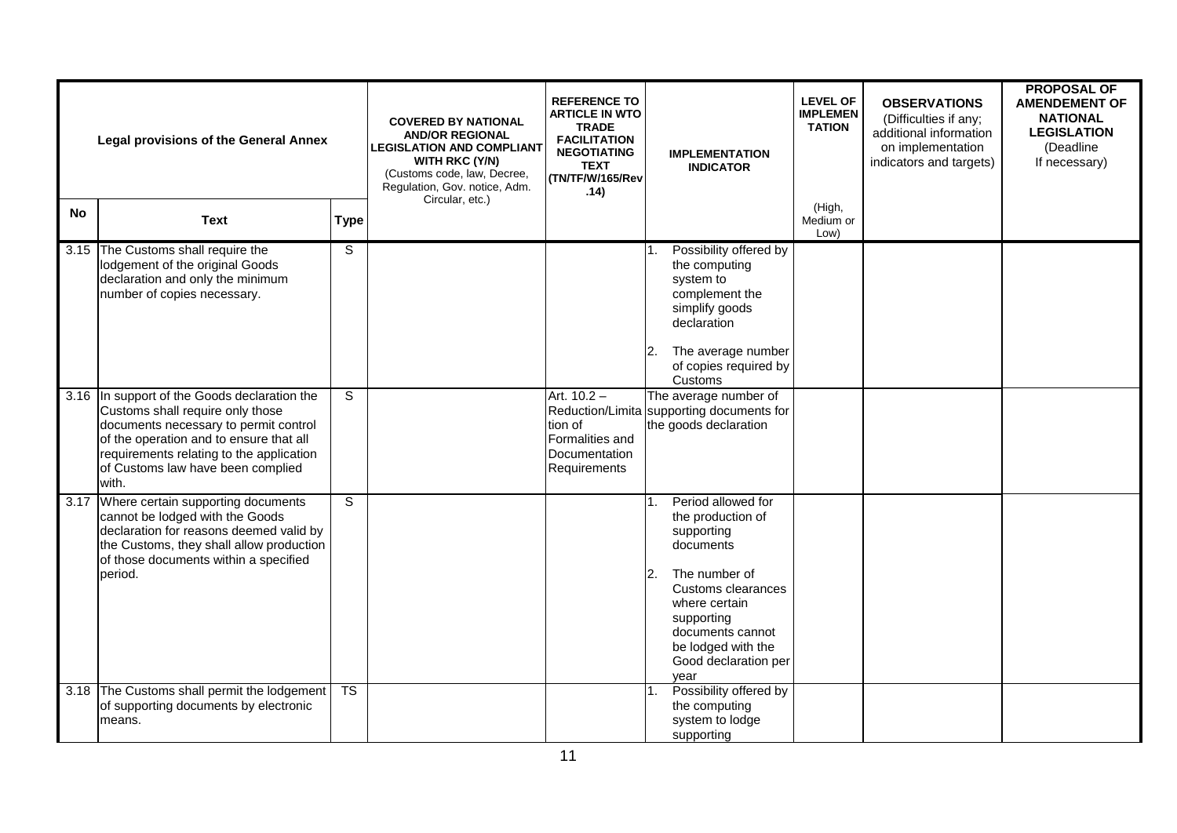| Legal provisions of the General Annex | | | COVERED BY NATIONAL AND/OR REGIONAL LEGISLATION AND COMPLIANT WITH RKC (Y/N) (Customs code, law, Decree, Regulation, Gov. notice, Adm. Circular, etc.) | REFERENCE TO ARTICLE IN WTO TRADE FACILITATION NEGOTIATING TEXT (TN/TF/W/165/Rev .14) | IMPLEMENTATION INDICATOR | LEVEL OF IMPLEMEN TATION (High, Medium or Low) | OBSERVATIONS (Difficulties if any; additional information on implementation indicators and targets) | PROPOSAL OF AMENDEMENT OF NATIONAL LEGISLATION (Deadline If necessary) |
|---|---|---|---|---|---|---|---|---|
| No | Text | Type | | | | | | |
| 3.15 | The Customs shall require the lodgement of the original Goods declaration and only the minimum number of copies necessary. | S | | | 1. Possibility offered by the computing system to complement the simplify goods declaration<br><br>2. The average number of copies required by Customs | | | |
| 3.16 | In support of the Goods declaration the Customs shall require only those documents necessary to permit control of the operation and to ensure that all requirements relating to the application of Customs law have been complied with. | S | | Art. 10.2 – Reduction/Limitation of Formalities and Documentation Requirements | The average number of supporting documents for the goods declaration | | | |
| 3.17 | Where certain supporting documents cannot be lodged with the Goods declaration for reasons deemed valid by the Customs, they shall allow production of those documents within a specified period. | S | | | 1. Period allowed for the production of supporting documents<br><br>2. The number of Customs clearances where certain supporting documents cannot be lodged with the Good declaration per year | | | |
| 3.18 | The Customs shall permit the lodgement of supporting documents by electronic means. | TS | | | 1. Possibility offered by the computing system to lodge supporting | | | |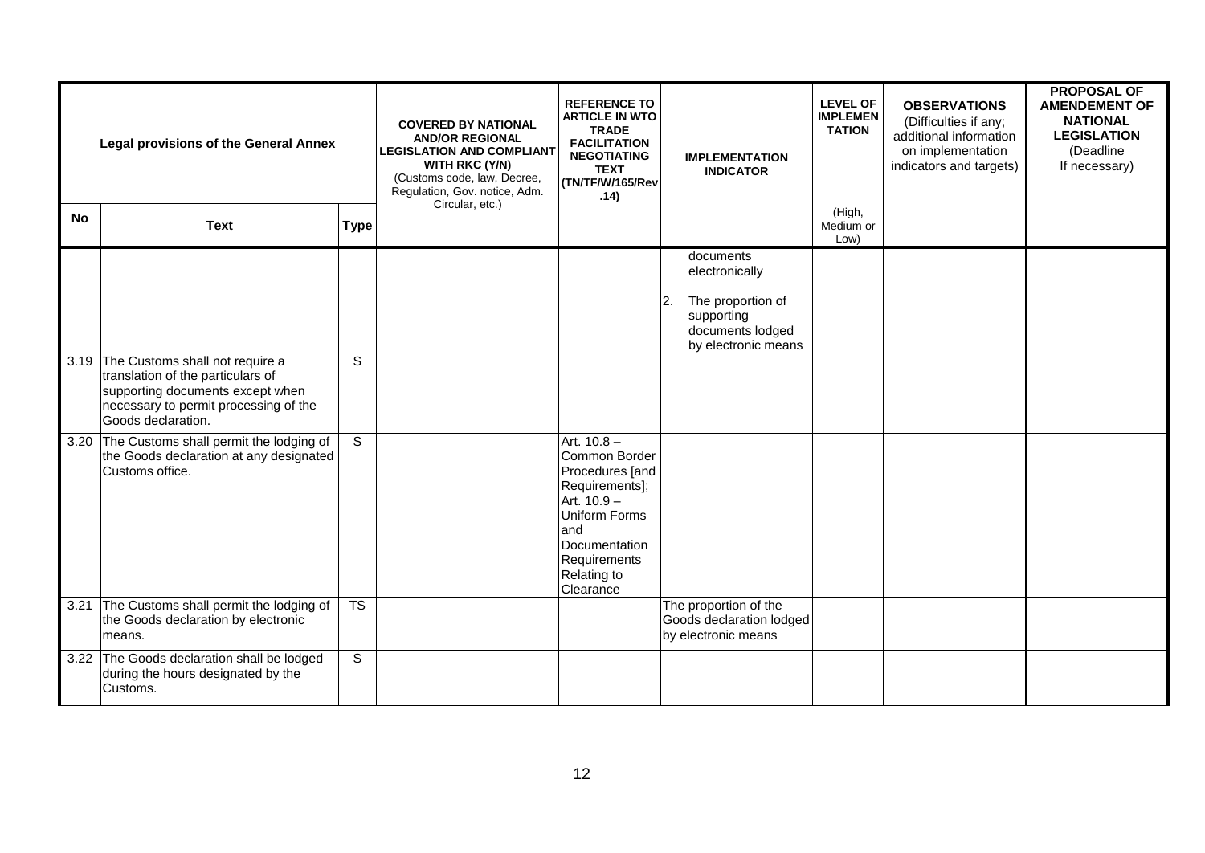| Legal provisions of the General Annex | | | COVERED BY NATIONAL AND/OR REGIONAL LEGISLATION AND COMPLIANT WITH RKC (Y/N) (Customs code, law, Decree, Regulation, Gov. notice, Adm. Circular, etc.) | REFERENCE TO ARTICLE IN WTO TRADE FACILITATION NEGOTIATING TEXT (TN/TF/W/165/Rev .14) | IMPLEMENTATION INDICATOR | LEVEL OF IMPLEMENTATION (High, Medium or Low) | OBSERVATIONS (Difficulties if any; additional information on implementation indicators and targets) | PROPOSAL OF AMENDEMENT OF NATIONAL LEGISLATION (Deadline If necessary) |
|---|---|---|---|---|---|---|---|---|
| **No** | **Text** | **Type** | | | | | | |
| | | | | | documents electronically<br><br>2. The proportion of supporting documents lodged by electronic means | | | |
| 3.19 | The Customs shall not require a translation of the particulars of supporting documents except when necessary to permit processing of the Goods declaration. | S | | | | | | |
| 3.20 | The Customs shall permit the lodging of the Goods declaration at any designated Customs office. | S | | Art. 10.8 – Common Border Procedures [and Requirements]; Art. 10.9 – Uniform Forms and Documentation Requirements Relating to Clearance | | | | |
| 3.21 | The Customs shall permit the lodging of the Goods declaration by electronic means. | TS | | | The proportion of the Goods declaration lodged by electronic means | | | |
| 3.22 | The Goods declaration shall be lodged during the hours designated by the Customs. | S | | | | | | |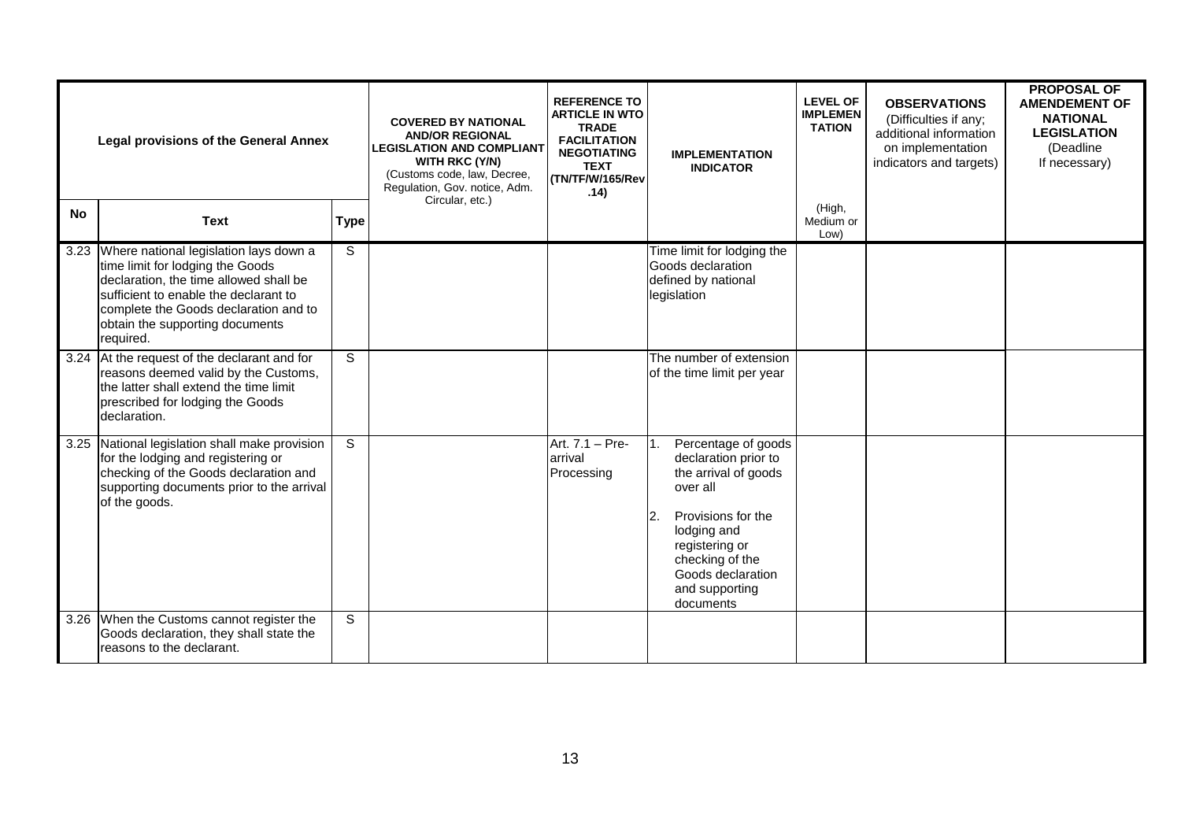| Legal provisions of the General Annex | | | COVERED BY NATIONAL AND/OR REGIONAL LEGISLATION AND COMPLIANT WITH RKC (Y/N) (Customs code, law, Decree, Regulation, Gov. notice, Adm. Circular, etc.) | REFERENCE TO ARTICLE IN WTO TRADE FACILITATION NEGOTIATING TEXT (TN/TF/W/165/Rev .14) | IMPLEMENTATION INDICATOR | LEVEL OF IMPLEMEN TATION | OBSERVATIONS (Difficulties if any; additional information on implementation indicators and targets) | PROPOSAL OF AMENDEMENT OF NATIONAL LEGISLATION (Deadline If necessary) |
|---|---|---|---|---|---|---|---|---|
| **No** | **Text** | **Type** | | | | (High, Medium or Low) | | |
| 3.23 | Where national legislation lays down a time limit for lodging the Goods declaration, the time allowed shall be sufficient to enable the declarant to complete the Goods declaration and to obtain the supporting documents required. | S | | | Time limit for lodging the Goods declaration defined by national legislation | | | |
| 3.24 | At the request of the declarant and for reasons deemed valid by the Customs, the latter shall extend the time limit prescribed for lodging the Goods declaration. | S | | | The number of extension of the time limit per year | | | |
| 3.25 | National legislation shall make provision for the lodging and registering or checking of the Goods declaration and supporting documents prior to the arrival of the goods. | S | | Art. 7.1 – Pre-arrival Processing | 1. Percentage of goods declaration prior to the arrival of goods over all<br>2. Provisions for the lodging and registering or checking of the Goods declaration and supporting documents | | | |
| 3.26 | When the Customs cannot register the Goods declaration, they shall state the reasons to the declarant. | S | | | | | | |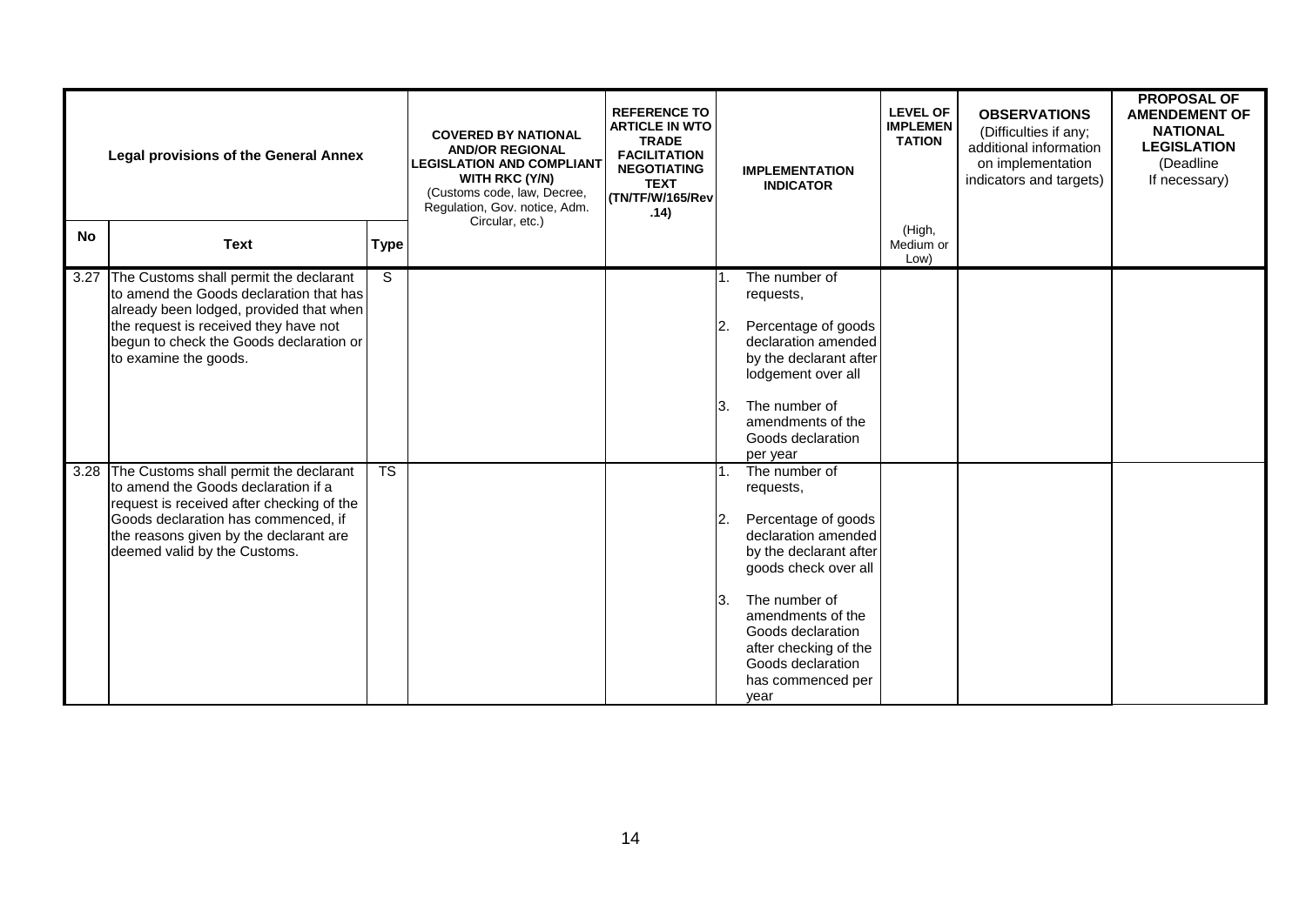| Legal provisions of the General Annex | | | COVERED BY NATIONAL AND/OR REGIONAL LEGISLATION AND COMPLIANT WITH RKC (Y/N) (Customs code, law, Decree, Regulation, Gov. notice, Adm. Circular, etc.) | REFERENCE TO ARTICLE IN WTO TRADE FACILITATION NEGOTIATING TEXT (TN/TF/W/165/Rev.14) | IMPLEMENTATION INDICATOR | LEVEL OF IMPLEMENTATION | OBSERVATIONS (Difficulties if any; additional information on implementation indicators and targets) | PROPOSAL OF AMENDEMENT OF NATIONAL LEGISLATION (Deadline If necessary) |
|---|---|---|---|---|---|---|---|---|
| **No** | **Text** | **Type** | | | | (High, Medium or Low) | | |
| 3.27 | The Customs shall permit the declarant to amend the Goods declaration that has already been lodged, provided that when the request is received they have not begun to check the Goods declaration or to examine the goods. | S | | | 1. The number of requests,<br>2. Percentage of goods declaration amended by the declarant after lodgement over all<br>3. The number of amendments of the Goods declaration per year | | | |
| 3.28 | The Customs shall permit the declarant to amend the Goods declaration if a request is received after checking of the Goods declaration has commenced, if the reasons given by the declarant are deemed valid by the Customs. | TS | | | 1. The number of requests,<br>2. Percentage of goods declaration amended by the declarant after goods check over all<br>3. The number of amendments of the Goods declaration after checking of the Goods declaration has commenced per year | | | |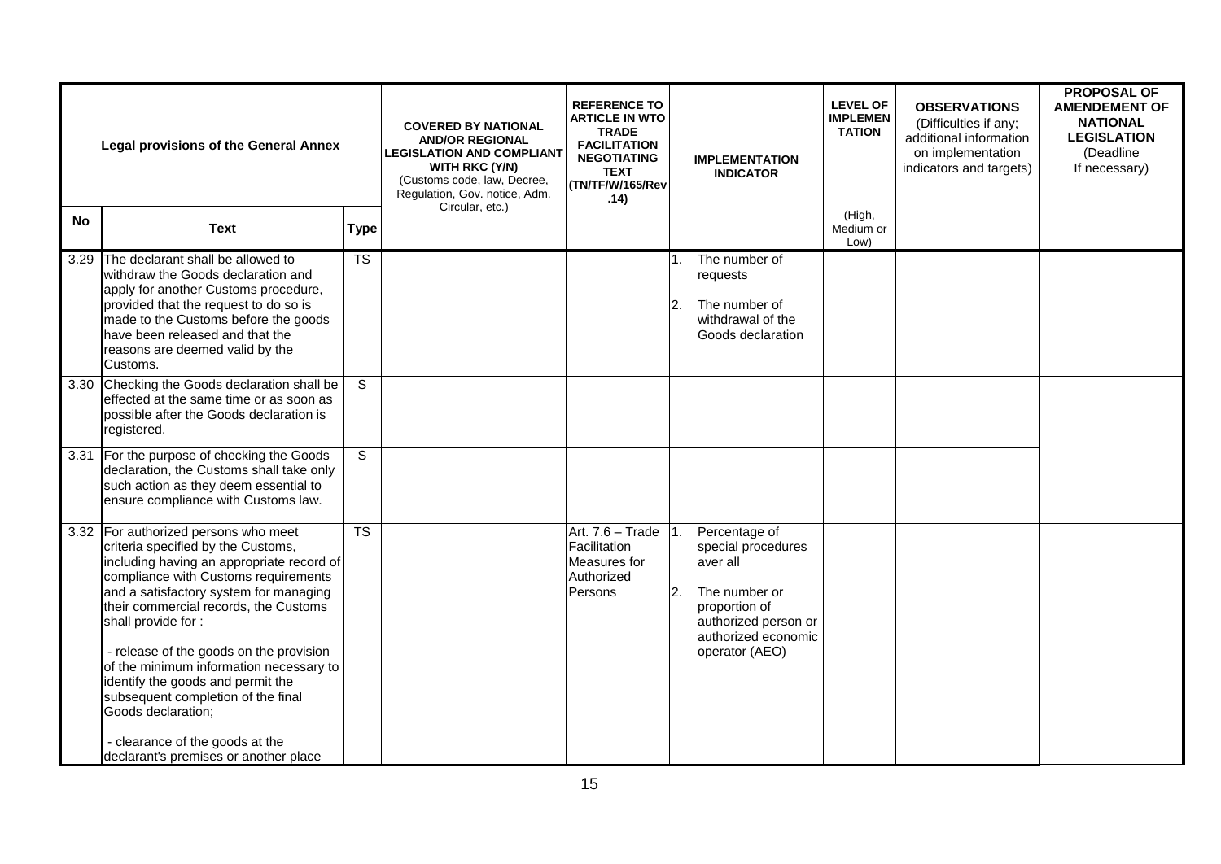| Legal provisions of the General Annex | | | COVERED BY NATIONAL AND/OR REGIONAL LEGISLATION AND COMPLIANT WITH RKC (Y/N) (Customs code, law, Decree, Regulation, Gov. notice, Adm. Circular, etc.) | REFERENCE TO ARTICLE IN WTO TRADE FACILITATION NEGOTIATING TEXT (TN/TF/W/165/Rev .14) | IMPLEMENTATION INDICATOR | LEVEL OF IMPLEMENTATION (High, Medium or Low) | OBSERVATIONS (Difficulties if any; additional information on implementation indicators and targets) | PROPOSAL OF AMENDEMENT OF NATIONAL LEGISLATION (Deadline If necessary) |
|---|---|---|---|---|---|---|---|---|
| **No** | **Text** | **Type** | | | | | | |
| 3.29 | The declarant shall be allowed to withdraw the Goods declaration and apply for another Customs procedure, provided that the request to do so is made to the Customs before the goods have been released and that the reasons are deemed valid by the Customs. | TS | | | 1. The number of requests<br>2. The number of withdrawal of the Goods declaration | | | |
| 3.30 | Checking the Goods declaration shall be effected at the same time or as soon as possible after the Goods declaration is registered. | S | | | | | | |
| 3.31 | For the purpose of checking the Goods declaration, the Customs shall take only such action as they deem essential to ensure compliance with Customs law. | S | | | | | | |
| 3.32 | For authorized persons who meet criteria specified by the Customs, including having an appropriate record of compliance with Customs requirements and a satisfactory system for managing their commercial records, the Customs shall provide for :<br><br>- release of the goods on the provision of the minimum information necessary to identify the goods and permit the subsequent completion of the final Goods declaration;<br><br>- clearance of the goods at the declarant's premises or another place | TS | | Art. 7.6 – Trade Facilitation Measures for Authorized Persons | 1. Percentage of special procedures aver all<br>2. The number or proportion of authorized person or authorized economic operator (AEO) | | | |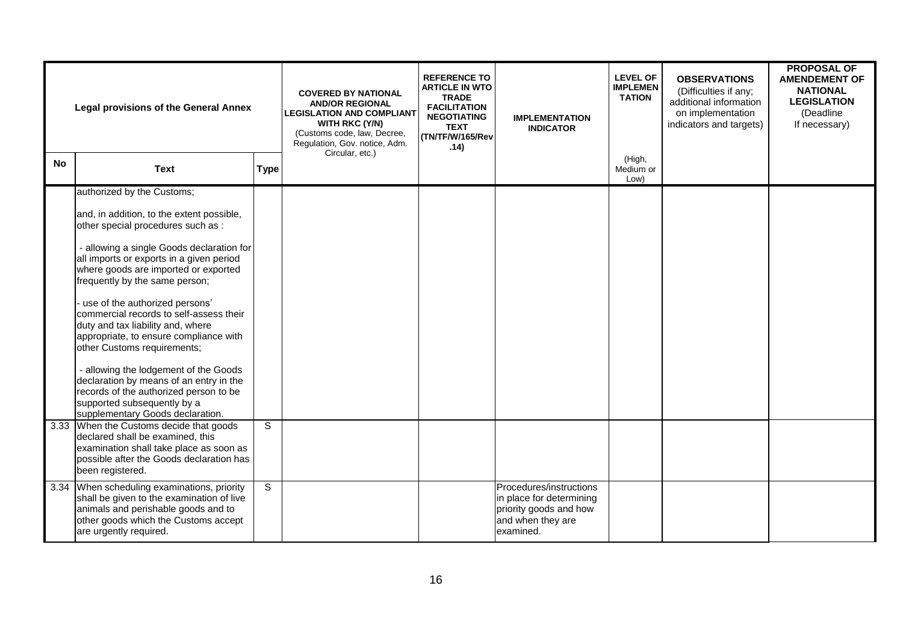| Legal provisions of the General Annex | | | COVERED BY NATIONAL AND/OR REGIONAL LEGISLATION AND COMPLIANT WITH RKC (Y/N) (Customs code, law, Decree, Regulation, Gov. notice, Adm. Circular, etc.) | REFERENCE TO ARTICLE IN WTO TRADE FACILITATION NEGOTIATING TEXT (TN/TF/W/165/Rev.14) | IMPLEMENTATION INDICATOR | LEVEL OF IMPLEMENTATION (High, Medium or Low) | OBSERVATIONS (Difficulties if any; additional information on implementation indicators and targets) | PROPOSAL OF AMENDEMENT OF NATIONAL LEGISLATION (Deadline If necessary) |
|---|---|---|---|---|---|---|---|---|
| **No** | **Text** | **Type** | | | | | | |
| | authorized by the Customs;<br><br>and, in addition, to the extent possible, other special procedures such as :<br><br>- allowing a single Goods declaration for all imports or exports in a given period where goods are imported or exported frequently by the same person;<br><br>- use of the authorized persons' commercial records to self-assess their duty and tax liability and, where appropriate, to ensure compliance with other Customs requirements;<br><br>- allowing the lodgement of the Goods declaration by means of an entry in the records of the authorized person to be supported subsequently by a supplementary Goods declaration. | | | | | | | |
| 3.33 | When the Customs decide that goods declared shall be examined, this examination shall take place as soon as possible after the Goods declaration has been registered. | S | | | | | | |
| 3.34 | When scheduling examinations, priority shall be given to the examination of live animals and perishable goods and to other goods which the Customs accept are urgently required. | S | | | Procedures/instructions in place for determining priority goods and how and when they are examined. | | | |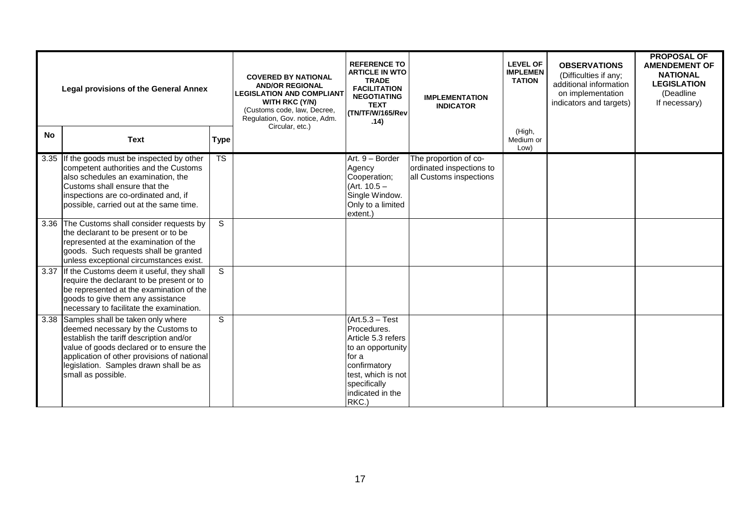| Legal provisions of the General Annex | | | COVERED BY NATIONAL AND/OR REGIONAL LEGISLATION AND COMPLIANT WITH RKC (Y/N) (Customs code, law, Decree, Regulation, Gov. notice, Adm. Circular, etc.) | REFERENCE TO ARTICLE IN WTO TRADE FACILITATION NEGOTIATING TEXT (TN/TF/W/165/Rev.14) | IMPLEMENTATION INDICATOR | LEVEL OF IMPLEMENTATION (High, Medium or Low) | OBSERVATIONS (Difficulties if any; additional information on implementation indicators and targets) | PROPOSAL OF AMENDEMENT OF NATIONAL LEGISLATION (Deadline If necessary) |
|---|---|---|---|---|---|---|---|---|
| **No** | **Text** | **Type** | | | | | | |
| 3.35 | If the goods must be inspected by other competent authorities and the Customs also schedules an examination, the Customs shall ensure that the inspections are co-ordinated and, if possible, carried out at the same time. | TS | | Art. 9 – Border Agency Cooperation; (Art. 10.5 – Single Window. Only to a limited extent.) | The proportion of co-ordinated inspections to all Customs inspections | | | |
| 3.36 | The Customs shall consider requests by the declarant to be present or to be represented at the examination of the goods. Such requests shall be granted unless exceptional circumstances exist. | S | | | | | | |
| 3.37 | If the Customs deem it useful, they shall require the declarant to be present or to be represented at the examination of the goods to give them any assistance necessary to facilitate the examination. | S | | | | | | |
| 3.38 | Samples shall be taken only where deemed necessary by the Customs to establish the tariff description and/or value of goods declared or to ensure the application of other provisions of national legislation. Samples drawn shall be as small as possible. | S | | (Art.5.3 – Test Procedures. Article 5.3 refers to an opportunity for a confirmatory test, which is not specifically indicated in the RKC.) | | | | |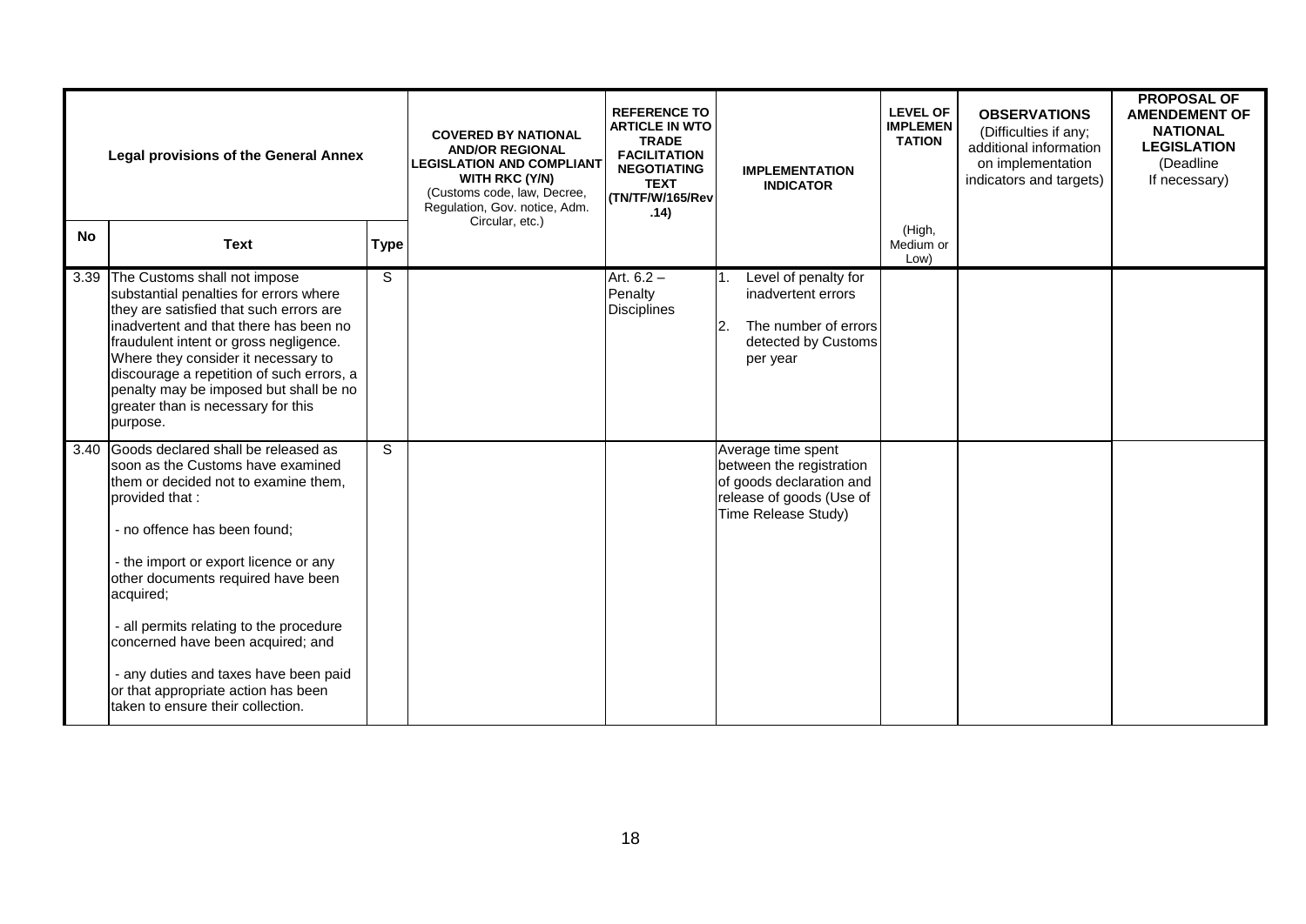| Legal provisions of the General Annex | | | COVERED BY NATIONAL AND/OR REGIONAL LEGISLATION AND COMPLIANT WITH RKC (Y/N) (Customs code, law, Decree, Regulation, Gov. notice, Adm. Circular, etc.) | REFERENCE TO ARTICLE IN WTO TRADE FACILITATION NEGOTIATING TEXT (TN/TF/W/165/Rev.14) | IMPLEMENTATION INDICATOR | LEVEL OF IMPLEMENTATION | OBSERVATIONS (Difficulties if any; additional information on implementation indicators and targets) | PROPOSAL OF AMENDEMENT OF NATIONAL LEGISLATION (Deadline If necessary) |
|---|---|---|---|---|---|---|---|---|
| **No** | **Text** | **Type** | | | | (High, Medium or Low) | | |
| 3.39 | The Customs shall not impose substantial penalties for errors where they are satisfied that such errors are inadvertent and that there has been no fraudulent intent or gross negligence. Where they consider it necessary to discourage a repetition of such errors, a penalty may be imposed but shall be no greater than is necessary for this purpose. | S | | Art. 6.2 – Penalty Disciplines | 1. Level of penalty for inadvertent errors<br>2. The number of errors detected by Customs per year | | | |
| 3.40 | Goods declared shall be released as soon as the Customs have examined them or decided not to examine them, provided that :<br>- no offence has been found;<br>- the import or export licence or any other documents required have been acquired;<br>- all permits relating to the procedure concerned have been acquired; and<br>- any duties and taxes have been paid or that appropriate action has been taken to ensure their collection. | S | | | Average time spent between the registration of goods declaration and release of goods (Use of Time Release Study) | | | |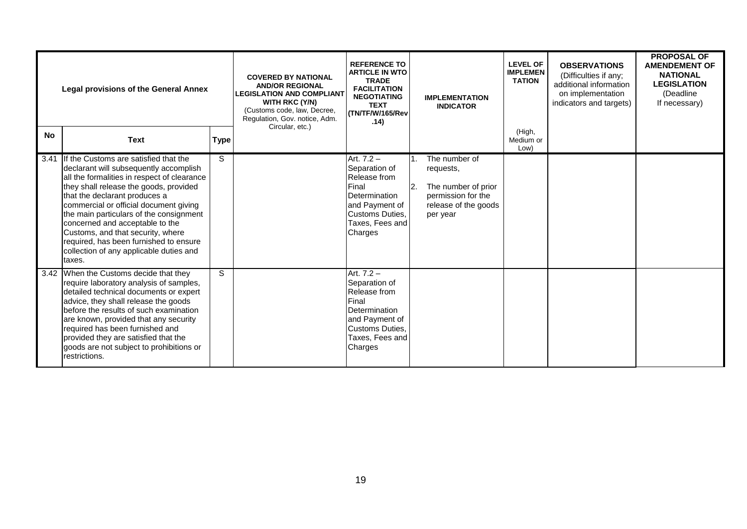| Legal provisions of the General Annex | | | COVERED BY NATIONAL AND/OR REGIONAL LEGISLATION AND COMPLIANT WITH RKC (Y/N) (Customs code, law, Decree, Regulation, Gov. notice, Adm. Circular, etc.) | REFERENCE TO ARTICLE IN WTO TRADE FACILITATION NEGOTIATING TEXT (TN/TF/W/165/Rev.14) | IMPLEMENTATION INDICATOR | LEVEL OF IMPLEMENTATION (High, Medium or Low) | OBSERVATIONS (Difficulties if any; additional information on implementation indicators and targets) | PROPOSAL OF AMENDEMENT OF NATIONAL LEGISLATION (Deadline If necessary) |
|---|---|---|---|---|---|---|---|---|
| **No** | **Text** | **Type** | | | | | | |
| 3.41 | If the Customs are satisfied that the declarant will subsequently accomplish all the formalities in respect of clearance they shall release the goods, provided that the declarant produces a commercial or official document giving the main particulars of the consignment concerned and acceptable to the Customs, and that security, where required, has been furnished to ensure collection of any applicable duties and taxes. | S | | Art. 7.2 – Separation of Release from Final Determination and Payment of Customs Duties, Taxes, Fees and Charges | 1. The number of requests, 2. The number of prior permission for the release of the goods per year | | | |
| 3.42 | When the Customs decide that they require laboratory analysis of samples, detailed technical documents or expert advice, they shall release the goods before the results of such examination are known, provided that any security required has been furnished and provided they are satisfied that the goods are not subject to prohibitions or restrictions. | S | | Art. 7.2 – Separation of Release from Final Determination and Payment of Customs Duties, Taxes, Fees and Charges | | | | |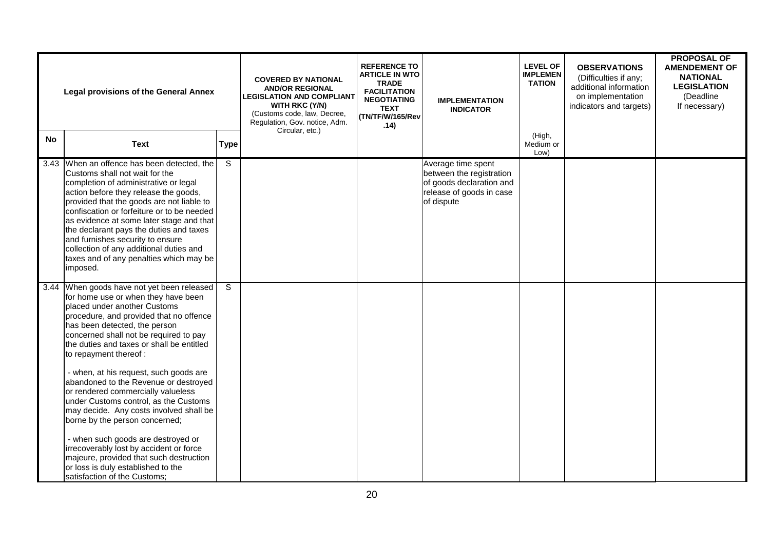| Legal provisions of the General Annex | | | COVERED BY NATIONAL AND/OR REGIONAL LEGISLATION AND COMPLIANT WITH RKC (Y/N) (Customs code, law, Decree, Regulation, Gov. notice, Adm. Circular, etc.) | REFERENCE TO ARTICLE IN WTO TRADE FACILITATION NEGOTIATING TEXT (TN/TF/W/165/Rev .14) | IMPLEMENTATION INDICATOR | LEVEL OF IMPLEMENTATION (High, Medium or Low) | OBSERVATIONS (Difficulties if any; additional information on implementation indicators and targets) | PROPOSAL OF AMENDEMENT OF NATIONAL LEGISLATION (Deadline If necessary) |
|---|---|---|---|---|---|---|---|---|
| **No** | **Text** | **Type** | | | | | | |
| 3.43 | When an offence has been detected, the Customs shall not wait for the completion of administrative or legal action before they release the goods, provided that the goods are not liable to confiscation or forfeiture or to be needed as evidence at some later stage and that the declarant pays the duties and taxes and furnishes security to ensure collection of any additional duties and taxes and of any penalties which may be imposed. | S | | | Average time spent between the registration of goods declaration and release of goods in case of dispute | | | |
| 3.44 | When goods have not yet been released for home use or when they have been placed under another Customs procedure, and provided that no offence has been detected, the person concerned shall not be required to pay the duties and taxes or shall be entitled to repayment thereof :<br><br>- when, at his request, such goods are abandoned to the Revenue or destroyed or rendered commercially valueless under Customs control, as the Customs may decide. Any costs involved shall be borne by the person concerned;<br><br>- when such goods are destroyed or irrecoverably lost by accident or force majeure, provided that such destruction or loss is duly established to the satisfaction of the Customs; | S | | | | | | |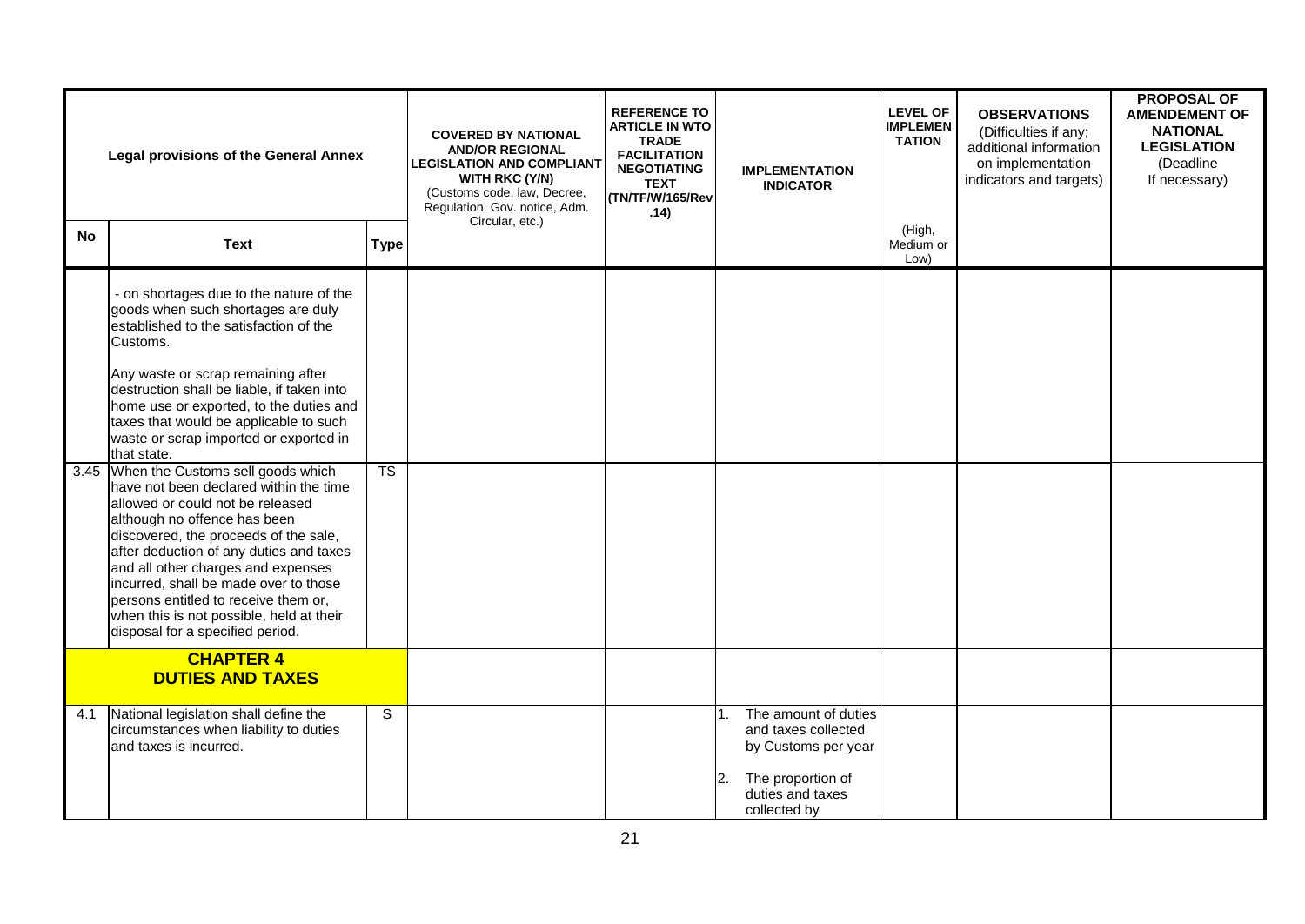| Legal provisions of the General Annex | | | COVERED BY NATIONAL AND/OR REGIONAL LEGISLATION AND COMPLIANT WITH RKC (Y/N) (Customs code, law, Decree, Regulation, Gov. notice, Adm. Circular, etc.) | REFERENCE TO ARTICLE IN WTO TRADE FACILITATION NEGOTIATING TEXT (TN/TF/W/165/Rev .14) | IMPLEMENTATION INDICATOR | LEVEL OF IMPLEMENTATION (High, Medium or Low) | OBSERVATIONS (Difficulties if any; additional information on implementation indicators and targets) | PROPOSAL OF AMENDEMENT OF NATIONAL LEGISLATION (Deadline If necessary) |
|---|---|---|---|---|---|---|---|---|
| **No** | **Text** | **Type** | | | | | | |
| | - on shortages due to the nature of the goods when such shortages are duly established to the satisfaction of the Customs.<br><br>Any waste or scrap remaining after destruction shall be liable, if taken into home use or exported, to the duties and taxes that would be applicable to such waste or scrap imported or exported in that state. | | | | | | | |
| 3.45 | When the Customs sell goods which have not been declared within the time allowed or could not be released although no offence has been discovered, the proceeds of the sale, after deduction of any duties and taxes and all other charges and expenses incurred, shall be made over to those persons entitled to receive them or, when this is not possible, held at their disposal for a specified period. | TS | | | | | | |
| | **CHAPTER 4<br>DUTIES AND TAXES** | | | | | | | |
| 4.1 | National legislation shall define the circumstances when liability to duties and taxes is incurred. | S | | | 1. The amount of duties and taxes collected by Customs per year<br><br>2. The proportion of duties and taxes collected by | | | |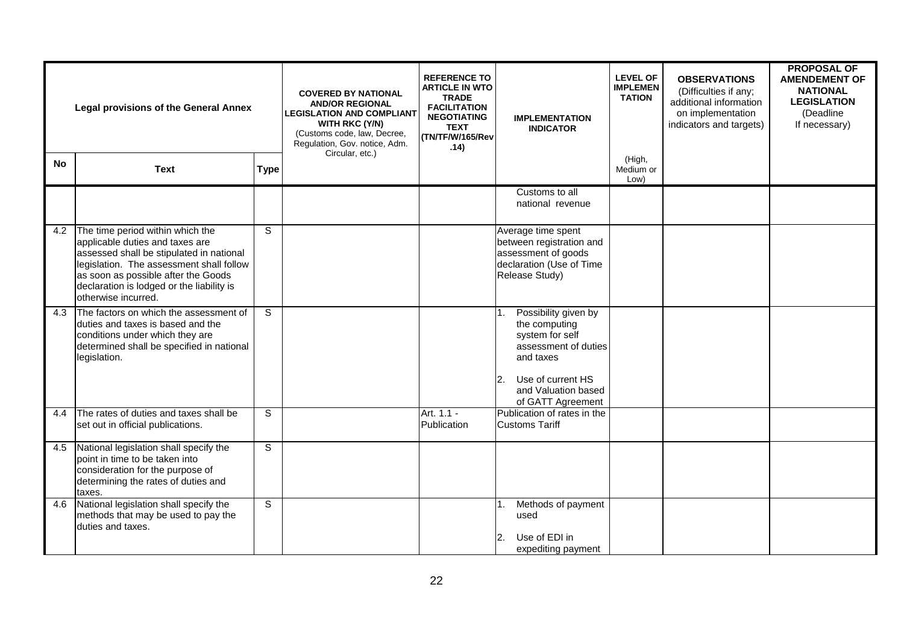| Legal provisions of the General Annex | | | COVERED BY NATIONAL AND/OR REGIONAL LEGISLATION AND COMPLIANT WITH RKC (Y/N) (Customs code, law, Decree, Regulation, Gov. notice, Adm. Circular, etc.) | REFERENCE TO ARTICLE IN WTO TRADE FACILITATION NEGOTIATING TEXT (TN/TF/W/165/Rev.14) | IMPLEMENTATION INDICATOR | LEVEL OF IMPLEMENTATION (High, Medium or Low) | OBSERVATIONS (Difficulties if any; additional information on implementation indicators and targets) | PROPOSAL OF AMENDEMENT OF NATIONAL LEGISLATION (Deadline If necessary) |
|---|---|---|---|---|---|---|---|---|
| **No** | **Text** | **Type** | | | | | | |
| | | | | | Customs to all national revenue | | | |
| 4.2 | The time period within which the applicable duties and taxes are assessed shall be stipulated in national legislation. The assessment shall follow as soon as possible after the Goods declaration is lodged or the liability is otherwise incurred. | S | | | Average time spent between registration and assessment of goods declaration (Use of Time Release Study) | | | |
| 4.3 | The factors on which the assessment of duties and taxes is based and the conditions under which they are determined shall be specified in national legislation. | S | | | 1. Possibility given by the computing system for self assessment of duties and taxes<br>2. Use of current HS and Valuation based of GATT Agreement | | | |
| 4.4 | The rates of duties and taxes shall be set out in official publications. | S | | Art. 1.1 - Publication | Publication of rates in the Customs Tariff | | | |
| 4.5 | National legislation shall specify the point in time to be taken into consideration for the purpose of determining the rates of duties and taxes. | S | | | | | | |
| 4.6 | National legislation shall specify the methods that may be used to pay the duties and taxes. | S | | | 1. Methods of payment used<br>2. Use of EDI in expediting payment | | | |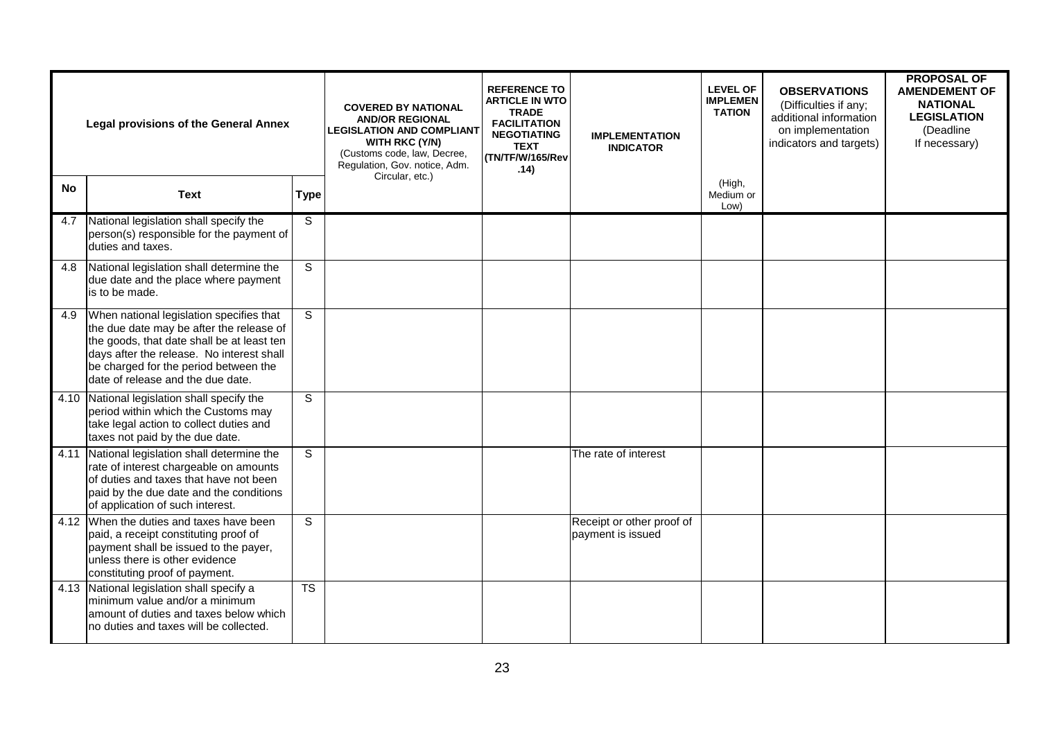| Legal provisions of the General Annex | | | COVERED BY NATIONAL AND/OR REGIONAL LEGISLATION AND COMPLIANT WITH RKC (Y/N) (Customs code, law, Decree, Regulation, Gov. notice, Adm. Circular, etc.) | REFERENCE TO ARTICLE IN WTO TRADE FACILITATION NEGOTIATING TEXT (TN/TF/W/165/Rev .14) | IMPLEMENTATION INDICATOR | LEVEL OF IMPLEMENTATION (High, Medium or Low) | OBSERVATIONS (Difficulties if any; additional information on implementation indicators and targets) | PROPOSAL OF AMENDEMENT OF NATIONAL LEGISLATION (Deadline If necessary) |
|---|---|---|---|---|---|---|---|---|
| **No** | **Text** | **Type** | | | | | | |
| 4.7 | National legislation shall specify the person(s) responsible for the payment of duties and taxes. | S | | | | | | |
| 4.8 | National legislation shall determine the due date and the place where payment is to be made. | S | | | | | | |
| 4.9 | When national legislation specifies that the due date may be after the release of the goods, that date shall be at least ten days after the release. No interest shall be charged for the period between the date of release and the due date. | S | | | | | | |
| 4.10 | National legislation shall specify the period within which the Customs may take legal action to collect duties and taxes not paid by the due date. | S | | | | | | |
| 4.11 | National legislation shall determine the rate of interest chargeable on amounts of duties and taxes that have not been paid by the due date and the conditions of application of such interest. | S | | | The rate of interest | | | |
| 4.12 | When the duties and taxes have been paid, a receipt constituting proof of payment shall be issued to the payer, unless there is other evidence constituting proof of payment. | S | | | Receipt or other proof of payment is issued | | | |
| 4.13 | National legislation shall specify a minimum value and/or a minimum amount of duties and taxes below which no duties and taxes will be collected. | TS | | | | | | |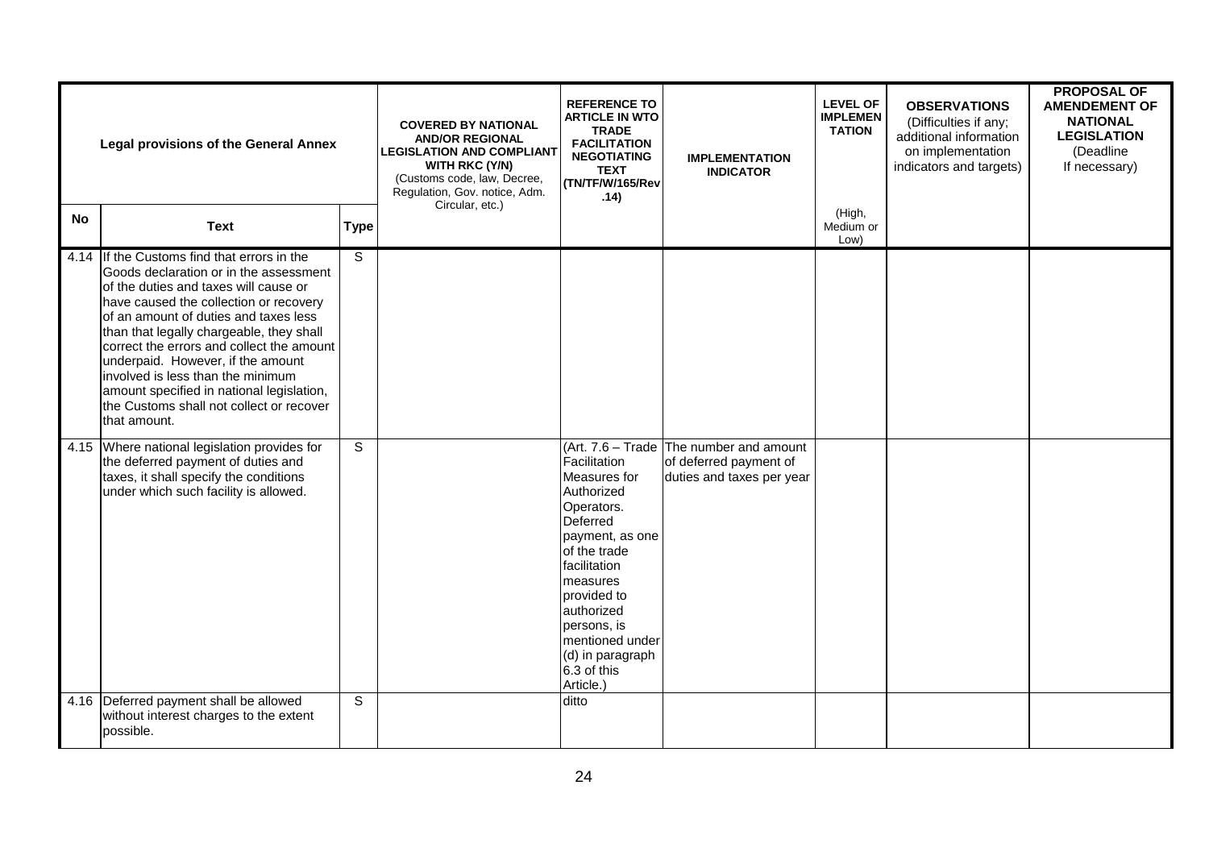| Legal provisions of the General Annex | | | COVERED BY NATIONAL AND/OR REGIONAL LEGISLATION AND COMPLIANT WITH RKC (Y/N) (Customs code, law, Decree, Regulation, Gov. notice, Adm. Circular, etc.) | REFERENCE TO ARTICLE IN WTO TRADE FACILITATION NEGOTIATING TEXT (TN/TF/W/165/Rev.14) | IMPLEMENTATION INDICATOR | LEVEL OF IMPLEMENTATION | OBSERVATIONS (Difficulties if any; additional information on implementation indicators and targets) | PROPOSAL OF AMENDEMENT OF NATIONAL LEGISLATION (Deadline If necessary) |
|---|---|---|---|---|---|---|---|---|
| **No** | **Text** | **Type** | | | | (High, Medium or Low) | | |
| 4.14 | If the Customs find that errors in the Goods declaration or in the assessment of the duties and taxes will cause or have caused the collection or recovery of an amount of duties and taxes less than that legally chargeable, they shall correct the errors and collect the amount underpaid. However, if the amount involved is less than the minimum amount specified in national legislation, the Customs shall not collect or recover that amount. | S | | | | | | |
| 4.15 | Where national legislation provides for the deferred payment of duties and taxes, it shall specify the conditions under which such facility is allowed. | S | | (Art. 7.6 – Trade Facilitation Measures for Authorized Operators. Deferred payment, as one of the trade facilitation measures provided to authorized persons, is mentioned under (d) in paragraph 6.3 of this Article.) | The number and amount of deferred payment of duties and taxes per year | | | |
| 4.16 | Deferred payment shall be allowed without interest charges to the extent possible. | S | | ditto | | | | |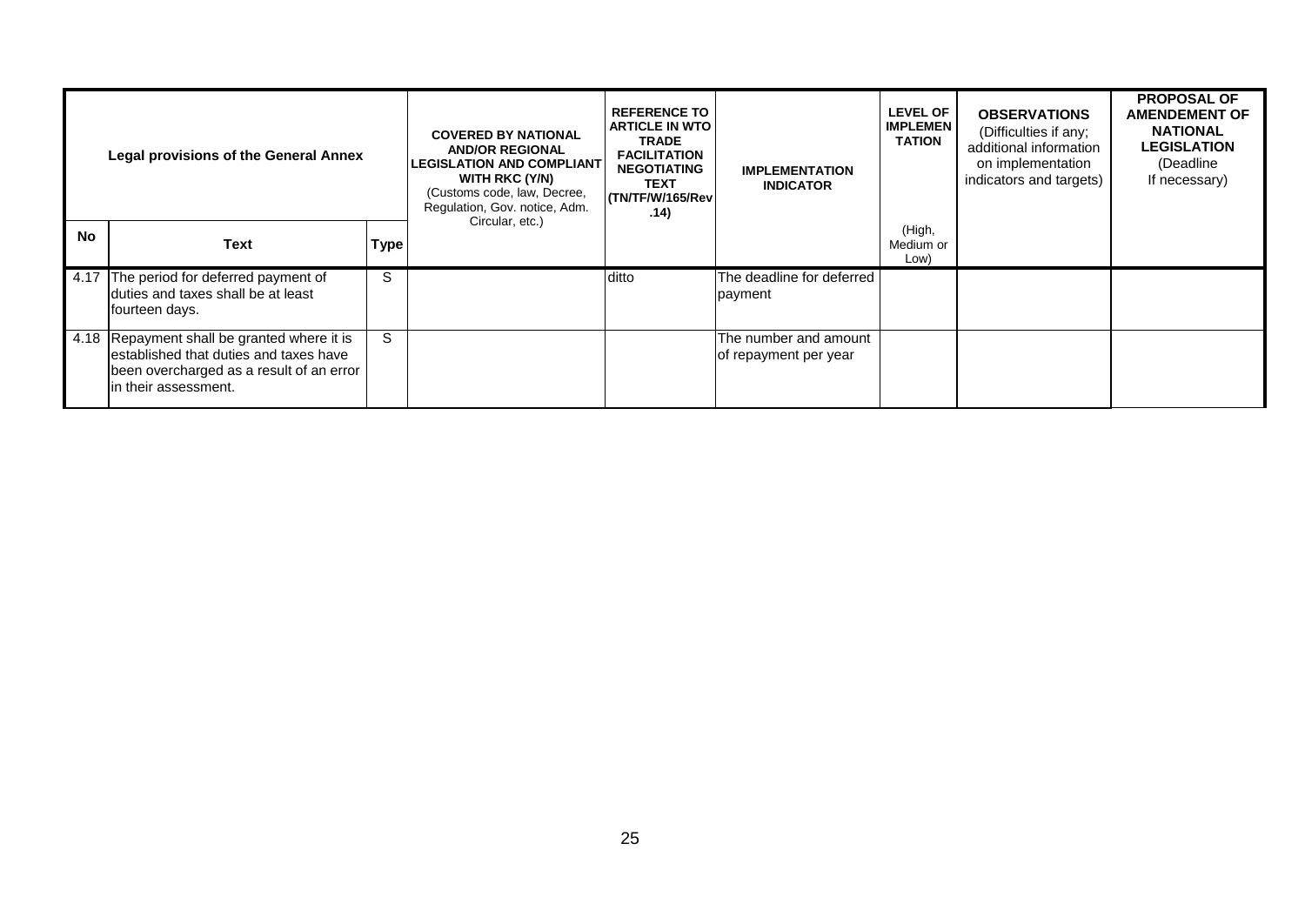| Legal provisions of the General Annex | | | COVERED BY NATIONAL AND/OR REGIONAL LEGISLATION AND COMPLIANT WITH RKC (Y/N) (Customs code, law, Decree, Regulation, Gov. notice, Adm. Circular, etc.) | REFERENCE TO ARTICLE IN WTO TRADE FACILITATION NEGOTIATING TEXT (TN/TF/W/165/Rev.14) | IMPLEMENTATION INDICATOR | LEVEL OF IMPLEMENTATION (High, Medium or Low) | OBSERVATIONS (Difficulties if any; additional information on implementation indicators and targets) | PROPOSAL OF AMENDEMENT OF NATIONAL LEGISLATION (Deadline If necessary) |
|---|---|---|---|---|---|---|---|---|
| **No** | **Text** | **Type** | | | | | | |
| 4.17 | The period for deferred payment of duties and taxes shall be at least fourteen days. | S | | ditto | The deadline for deferred payment | | | |
| 4.18 | Repayment shall be granted where it is established that duties and taxes have been overcharged as a result of an error in their assessment. | S | | | The number and amount of repayment per year | | | |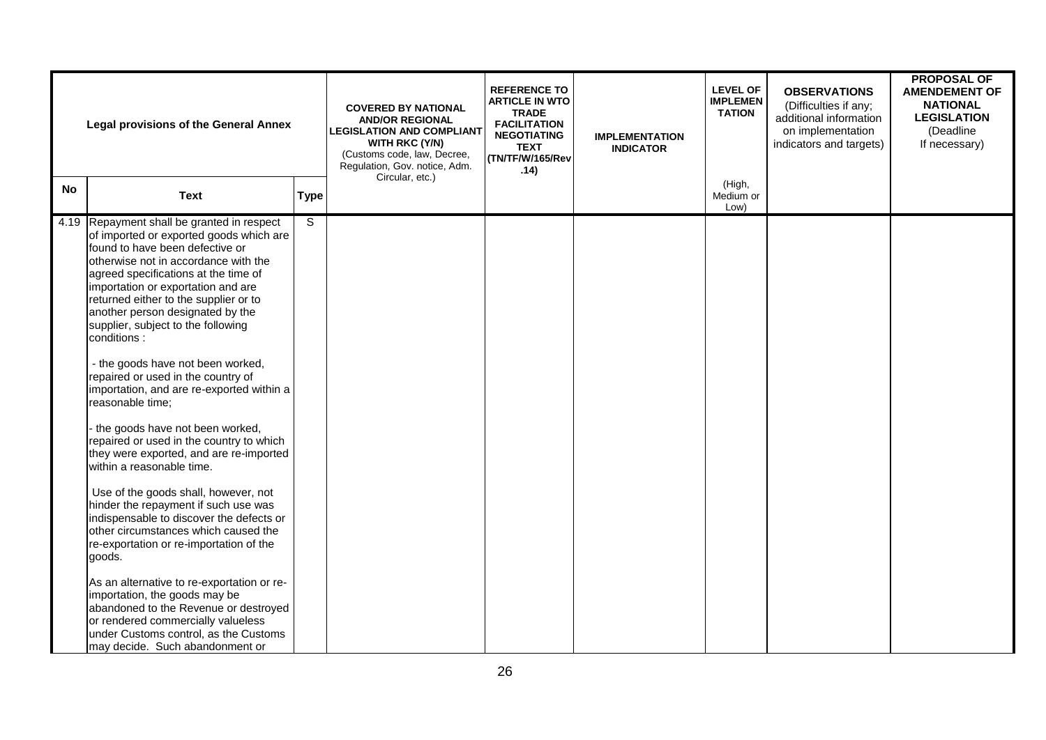| Legal provisions of the General Annex | | | COVERED BY NATIONAL AND/OR REGIONAL LEGISLATION AND COMPLIANT WITH RKC (Y/N) (Customs code, law, Decree, Regulation, Gov. notice, Adm. Circular, etc.) | REFERENCE TO ARTICLE IN WTO TRADE FACILITATION NEGOTIATING TEXT (TN/TF/W/165/Rev .14) | IMPLEMENTATION INDICATOR | LEVEL OF IMPLEMENTATION (High, Medium or Low) | OBSERVATIONS (Difficulties if any; additional information on implementation indicators and targets) | PROPOSAL OF AMENDEMENT OF NATIONAL LEGISLATION (Deadline If necessary) |
|---|---|---|---|---|---|---|---|---|
| **No** | **Text** | **Type** | | | | | | |
| 4.19 | Repayment shall be granted in respect of imported or exported goods which are found to have been defective or otherwise not in accordance with the agreed specifications at the time of importation or exportation and are returned either to the supplier or to another person designated by the supplier, subject to the following conditions :<br><br>- the goods have not been worked, repaired or used in the country of importation, and are re-exported within a reasonable time;<br><br>- the goods have not been worked, repaired or used in the country to which they were exported, and are re-imported within a reasonable time.<br><br>Use of the goods shall, however, not hinder the repayment if such use was indispensable to discover the defects or other circumstances which caused the re-exportation or re-importation of the goods.<br><br>As an alternative to re-exportation or re-importation, the goods may be abandoned to the Revenue or destroyed or rendered commercially valueless under Customs control, as the Customs may decide. Such abandonment or | S | | | | | | |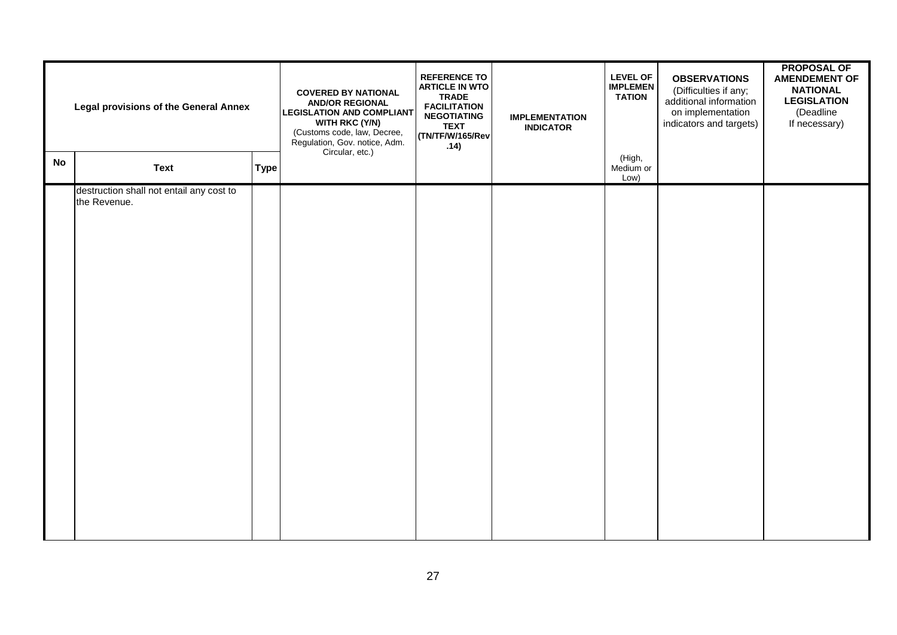| Legal provisions of the General Annex | | | COVERED BY NATIONAL AND/OR REGIONAL LEGISLATION AND COMPLIANT WITH RKC (Y/N) (Customs code, law, Decree, Regulation, Gov. notice, Adm. Circular, etc.) | REFERENCE TO ARTICLE IN WTO TRADE FACILITATION NEGOTIATING TEXT (TN/TF/W/165/Rev.14) | IMPLEMENTATION INDICATOR | LEVEL OF IMPLEMENTATION (High, Medium or Low) | OBSERVATIONS (Difficulties if any; additional information on implementation indicators and targets) | PROPOSAL OF AMENDEMENT OF NATIONAL LEGISLATION (Deadline If necessary) |
|---|---|---|---|---|---|---|---|---|
| No | Text | Type | | | | | | |
| | destruction shall not entail any cost to the Revenue. | | | | | | | |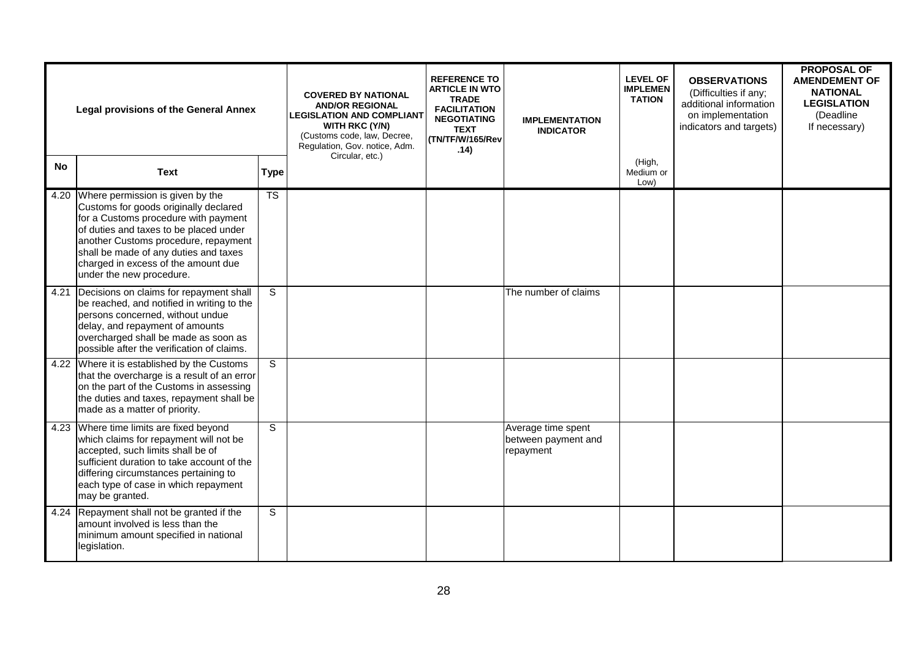| Legal provisions of the General Annex | | | COVERED BY NATIONAL AND/OR REGIONAL LEGISLATION AND COMPLIANT WITH RKC (Y/N) (Customs code, law, Decree, Regulation, Gov. notice, Adm. Circular, etc.) | REFERENCE TO ARTICLE IN WTO TRADE FACILITATION NEGOTIATING TEXT (TN/TF/W/165/Rev.14) | IMPLEMENTATION INDICATOR | LEVEL OF IMPLEMENTATION | OBSERVATIONS (Difficulties if any; additional information on implementation indicators and targets) | PROPOSAL OF AMENDEMENT OF NATIONAL LEGISLATION (Deadline If necessary) |
|---|---|---|---|---|---|---|---|---|
| **No** | **Text** | **Type** | | | | (High, Medium or Low) | | |
| 4.20 | Where permission is given by the Customs for goods originally declared for a Customs procedure with payment of duties and taxes to be placed under another Customs procedure, repayment shall be made of any duties and taxes charged in excess of the amount due under the new procedure. | TS | | | | | | |
| 4.21 | Decisions on claims for repayment shall be reached, and notified in writing to the persons concerned, without undue delay, and repayment of amounts overcharged shall be made as soon as possible after the verification of claims. | S | | | The number of claims | | | |
| 4.22 | Where it is established by the Customs that the overcharge is a result of an error on the part of the Customs in assessing the duties and taxes, repayment shall be made as a matter of priority. | S | | | | | | |
| 4.23 | Where time limits are fixed beyond which claims for repayment will not be accepted, such limits shall be of sufficient duration to take account of the differing circumstances pertaining to each type of case in which repayment may be granted. | S | | | Average time spent between payment and repayment | | | |
| 4.24 | Repayment shall not be granted if the amount involved is less than the minimum amount specified in national legislation. | S | | | | | | |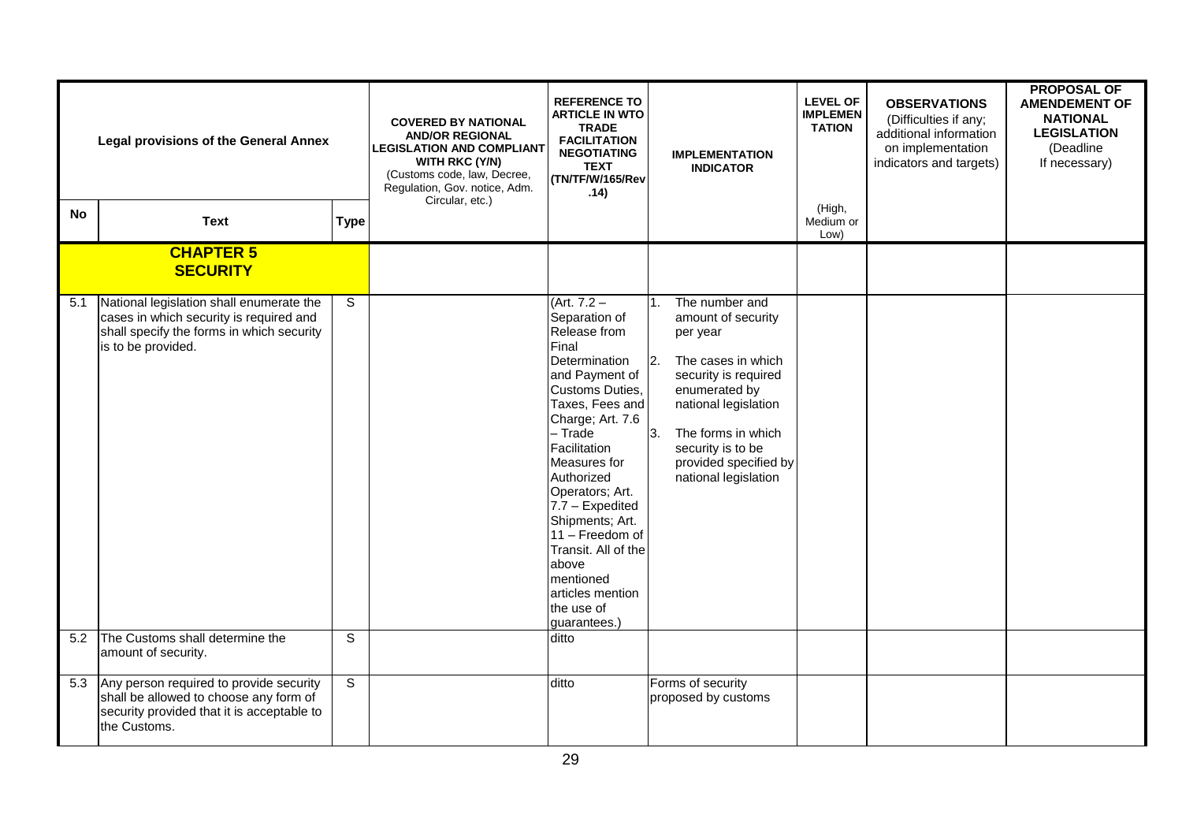| Legal provisions of the General Annex | | | COVERED BY NATIONAL AND/OR REGIONAL LEGISLATION AND COMPLIANT WITH RKC (Y/N) (Customs code, law, Decree, Regulation, Gov. notice, Adm. Circular, etc.) | REFERENCE TO ARTICLE IN WTO TRADE FACILITATION NEGOTIATING TEXT (TN/TF/W/165/Rev.14) | IMPLEMENTATION INDICATOR | LEVEL OF IMPLEMENTATION | OBSERVATIONS (Difficulties if any; additional information on implementation indicators and targets) | PROPOSAL OF AMENDEMENT OF NATIONAL LEGISLATION (Deadline If necessary) |
|---|---|---|---|---|---|---|---|---|
| **No** | **Text** | **Type** | | | | (High, Medium or Low) | | |
| | **CHAPTER 5 SECURITY** | | | | | | | |
| 5.1 | National legislation shall enumerate the cases in which security is required and shall specify the forms in which security is to be provided. | S | | (Art. 7.2 – Separation of Release from Final Determination and Payment of Customs Duties, Taxes, Fees and Charge; Art. 7.6 – Trade Facilitation Measures for Authorized Operators; Art. 7.7 – Expedited Shipments; Art. 11 – Freedom of Transit. All of the above mentioned articles mention the use of guarantees.) | 1. The number and amount of security per year<br>2. The cases in which security is required enumerated by national legislation<br>3. The forms in which security is to be provided specified by national legislation | | | |
| 5.2 | The Customs shall determine the amount of security. | S | | ditto | | | | |
| 5.3 | Any person required to provide security shall be allowed to choose any form of security provided that it is acceptable to the Customs. | S | | ditto | Forms of security proposed by customs | | | |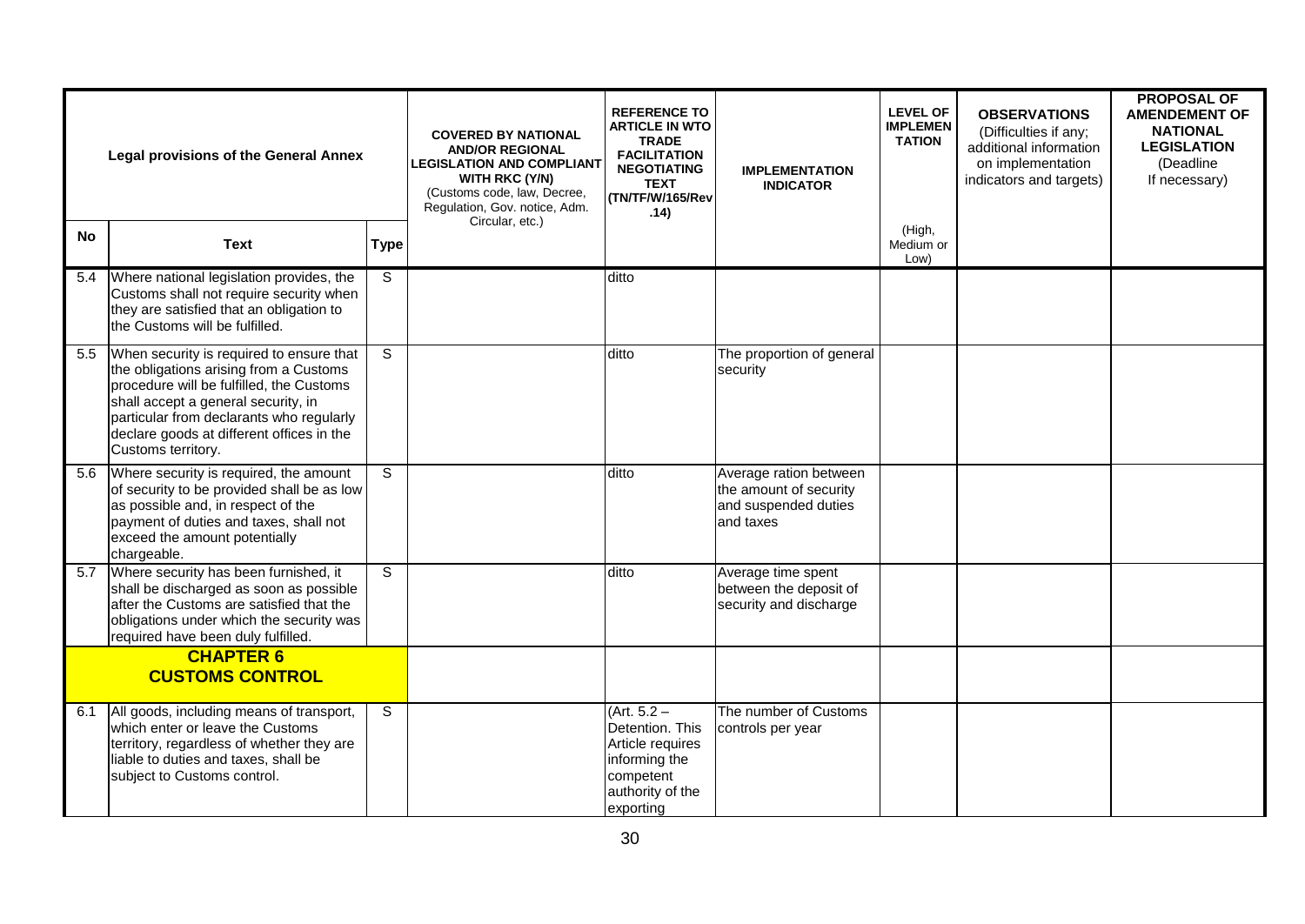| Legal provisions of the General Annex | | | COVERED BY NATIONAL AND/OR REGIONAL LEGISLATION AND COMPLIANT WITH RKC (Y/N) (Customs code, law, Decree, Regulation, Gov. notice, Adm. Circular, etc.) | REFERENCE TO ARTICLE IN WTO TRADE FACILITATION NEGOTIATING TEXT (TN/TF/W/165/Rev .14) | IMPLEMENTATION INDICATOR | LEVEL OF IMPLEMENTATION (High, Medium or Low) | OBSERVATIONS (Difficulties if any; additional information on implementation indicators and targets) | PROPOSAL OF AMENDEMENT OF NATIONAL LEGISLATION (Deadline If necessary) |
|---|---|---|---|---|---|---|---|---|
| **No** | **Text** | **Type** | | | | | | |
| 5.4 | Where national legislation provides, the Customs shall not require security when they are satisfied that an obligation to the Customs will be fulfilled. | S | | ditto | | | | |
| 5.5 | When security is required to ensure that the obligations arising from a Customs procedure will be fulfilled, the Customs shall accept a general security, in particular from declarants who regularly declare goods at different offices in the Customs territory. | S | | ditto | The proportion of general security | | | |
| 5.6 | Where security is required, the amount of security to be provided shall be as low as possible and, in respect of the payment of duties and taxes, shall not exceed the amount potentially chargeable. | S | | ditto | Average ration between the amount of security and suspended duties and taxes | | | |
| 5.7 | Where security has been furnished, it shall be discharged as soon as possible after the Customs are satisfied that the obligations under which the security was required have been duly fulfilled. | S | | ditto | Average time spent between the deposit of security and discharge | | | |
| **CHAPTER 6 CUSTOMS CONTROL** | | | | | | | | |
| 6.1 | All goods, including means of transport, which enter or leave the Customs territory, regardless of whether they are liable to duties and taxes, shall be subject to Customs control. | S | | (Art. 5.2 – Detention. This Article requires informing the competent authority of the exporting | The number of Customs controls per year | | | |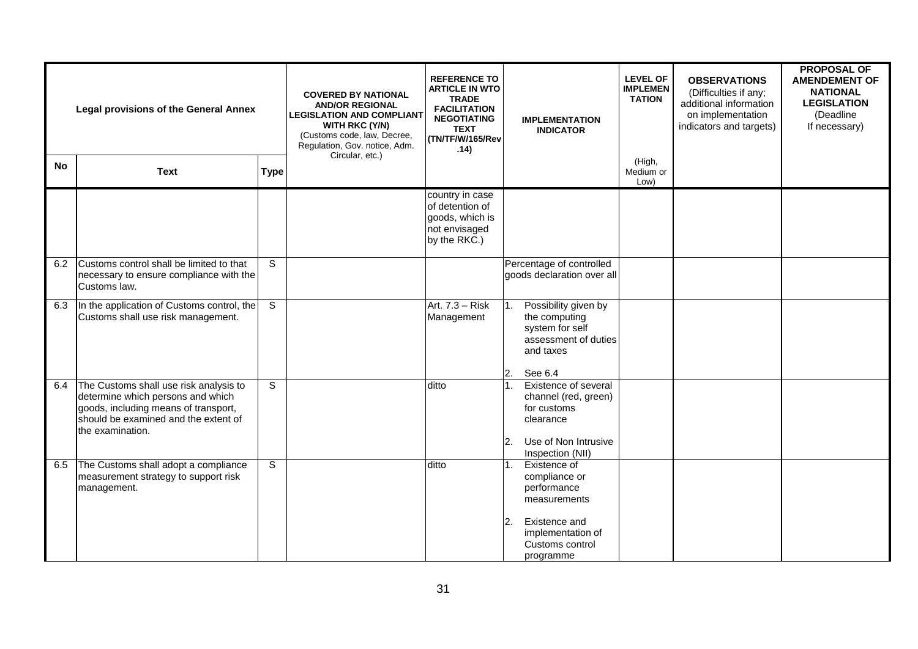| Legal provisions of the General Annex | | | COVERED BY NATIONAL AND/OR REGIONAL LEGISLATION AND COMPLIANT WITH RKC (Y/N) (Customs code, law, Decree, Regulation, Gov. notice, Adm. Circular, etc.) | REFERENCE TO ARTICLE IN WTO TRADE FACILITATION NEGOTIATING TEXT (TN/TF/W/165/Rev .14) | IMPLEMENTATION INDICATOR | LEVEL OF IMPLEMENTATION (High, Medium or Low) | OBSERVATIONS (Difficulties if any; additional information on implementation indicators and targets) | PROPOSAL OF AMENDEMENT OF NATIONAL LEGISLATION (Deadline If necessary) |
|---|---|---|---|---|---|---|---|---|
| **No** | **Text** | **Type** | | | | | | |
| | | | | country in case of detention of goods, which is not envisaged by the RKC.) | | | | |
| 6.2 | Customs control shall be limited to that necessary to ensure compliance with the Customs law. | S | | | Percentage of controlled goods declaration over all | | | |
| 6.3 | In the application of Customs control, the Customs shall use risk management. | S | | Art. 7.3 – Risk Management | 1. Possibility given by the computing system for self assessment of duties and taxes<br>2. See 6.4 | | | |
| 6.4 | The Customs shall use risk analysis to determine which persons and which goods, including means of transport, should be examined and the extent of the examination. | S | | ditto | 1. Existence of several channel (red, green) for customs clearance<br>2. Use of Non Intrusive Inspection (NII) | | | |
| 6.5 | The Customs shall adopt a compliance measurement strategy to support risk management. | S | | ditto | 1. Existence of compliance or performance measurements<br>2. Existence and implementation of Customs control programme | | | |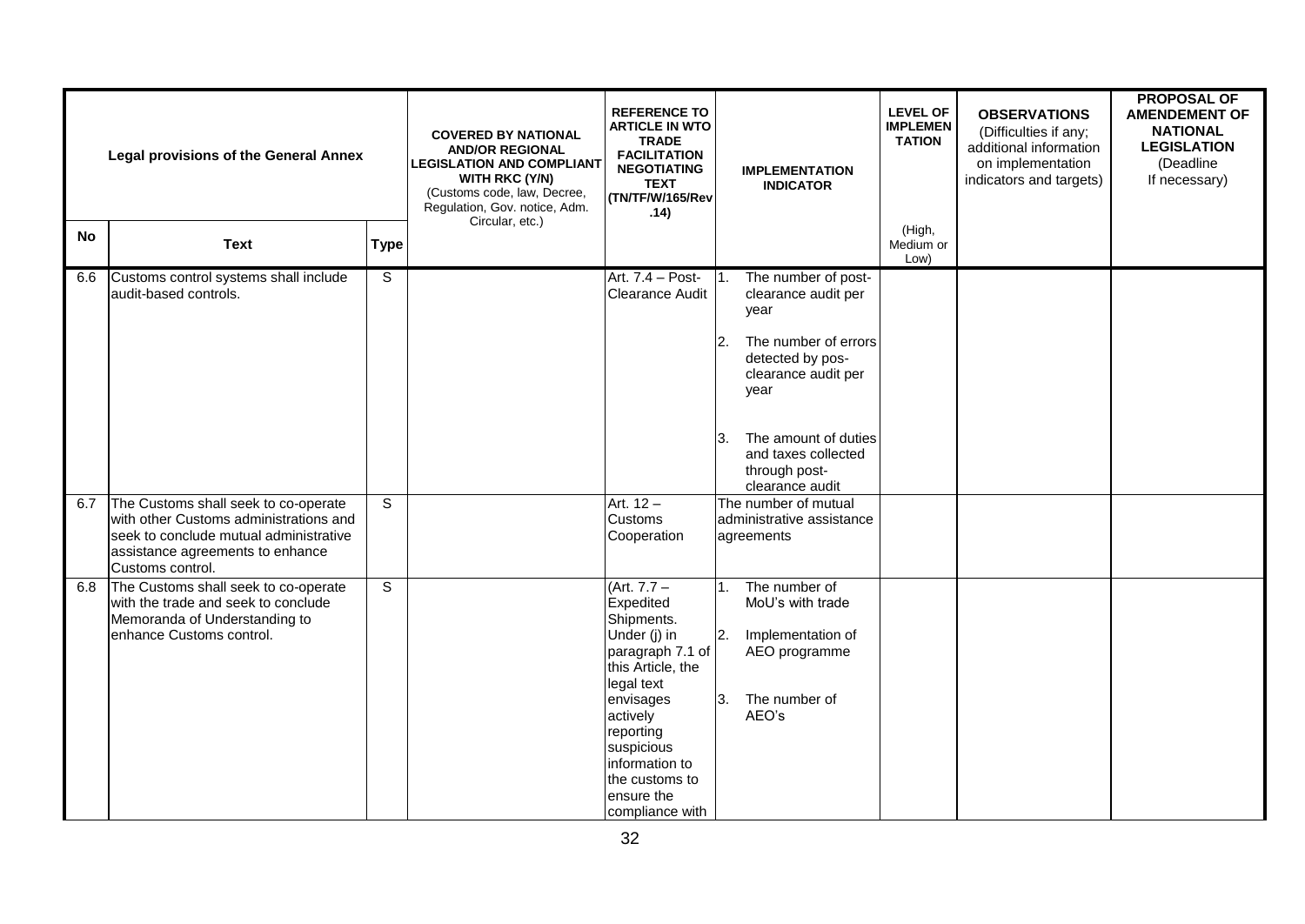| Legal provisions of the General Annex | | | COVERED BY NATIONAL AND/OR REGIONAL LEGISLATION AND COMPLIANT WITH RKC (Y/N) (Customs code, law, Decree, Regulation, Gov. notice, Adm. Circular, etc.) | REFERENCE TO ARTICLE IN WTO TRADE FACILITATION NEGOTIATING TEXT (TN/TF/W/165/Rev .14) | IMPLEMENTATION INDICATOR | LEVEL OF IMPLEMENTATION (High, Medium or Low) | OBSERVATIONS (Difficulties if any; additional information on implementation indicators and targets) | PROPOSAL OF AMENDEMENT OF NATIONAL LEGISLATION (Deadline If necessary) |
|---|---|---|---|---|---|---|---|---|
| **No** | **Text** | **Type** | | | | | | |
| 6.6 | Customs control systems shall include audit-based controls. | S | | Art. 7.4 – Post-Clearance Audit | 1. The number of post-clearance audit per year<br>2. The number of errors detected by pos-clearance audit per year<br>3. The amount of duties and taxes collected through post-clearance audit | | | |
| 6.7 | The Customs shall seek to co-operate with other Customs administrations and seek to conclude mutual administrative assistance agreements to enhance Customs control. | S | | Art. 12 – Customs Cooperation | The number of mutual administrative assistance agreements | | | |
| 6.8 | The Customs shall seek to co-operate with the trade and seek to conclude Memoranda of Understanding to enhance Customs control. | S | | (Art. 7.7 – Expedited Shipments. Under (j) in paragraph 7.1 of this Article, the legal text envisages actively reporting suspicious information to the customs to ensure the compliance with | 1. The number of MoU's with trade<br>2. Implementation of AEO programme<br>3. The number of AEO's | | | |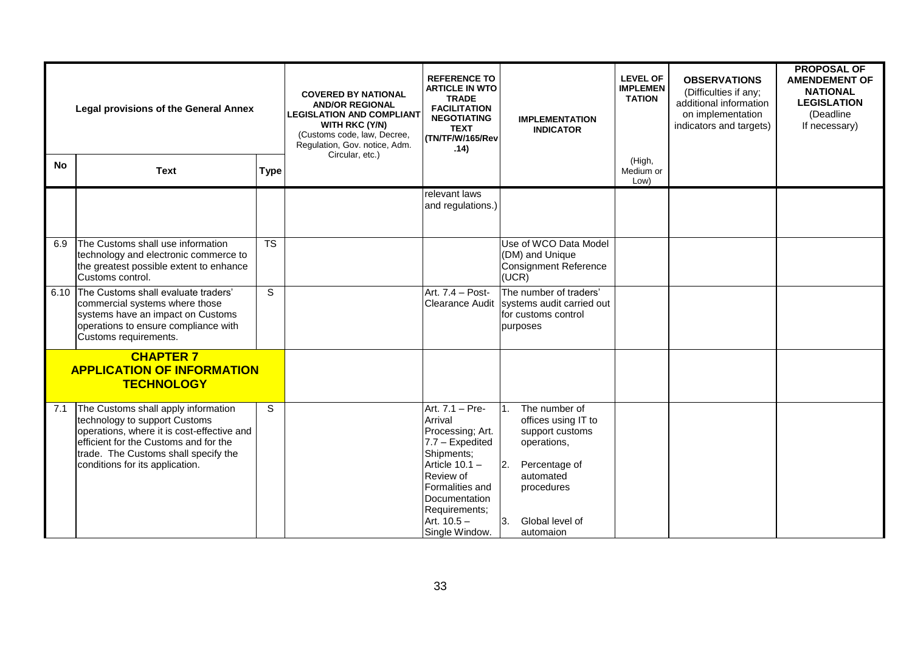| Legal provisions of the General Annex | | | COVERED BY NATIONAL AND/OR REGIONAL LEGISLATION AND COMPLIANT WITH RKC (Y/N) (Customs code, law, Decree, Regulation, Gov. notice, Adm. Circular, etc.) | REFERENCE TO ARTICLE IN WTO TRADE FACILITATION NEGOTIATING TEXT (TN/TF/W/165/Rev.14) | IMPLEMENTATION INDICATOR | LEVEL OF IMPLEMENTATION (High, Medium or Low) | OBSERVATIONS (Difficulties if any; additional information on implementation indicators and targets) | PROPOSAL OF AMENDEMENT OF NATIONAL LEGISLATION (Deadline If necessary) |
|---|---|---|---|---|---|---|---|---|
| **No** | **Text** | **Type** | | | | | | |
| | | | | relevant laws and regulations.) | | | | |
| 6.9 | The Customs shall use information technology and electronic commerce to the greatest possible extent to enhance Customs control. | TS | | | Use of WCO Data Model (DM) and Unique Consignment Reference (UCR) | | | |
| 6.10 | The Customs shall evaluate traders' commercial systems where those systems have an impact on Customs operations to ensure compliance with Customs requirements. | S | | Art. 7.4 – Post-Clearance Audit | The number of traders' systems audit carried out for customs control purposes | | | |
| **CHAPTER 7 APPLICATION OF INFORMATION TECHNOLOGY** | | | | | | | | |
| 7.1 | The Customs shall apply information technology to support Customs operations, where it is cost-effective and efficient for the Customs and for the trade. The Customs shall specify the conditions for its application. | S | | Art. 7.1 – Pre-Arrival Processing; Art. 7.7 – Expedited Shipments; Article 10.1 – Review of Formalities and Documentation Requirements; Art. 10.5 – Single Window. | 1. The number of offices using IT to support customs operations, 2. Percentage of automated procedures 3. Global level of automaion | | | |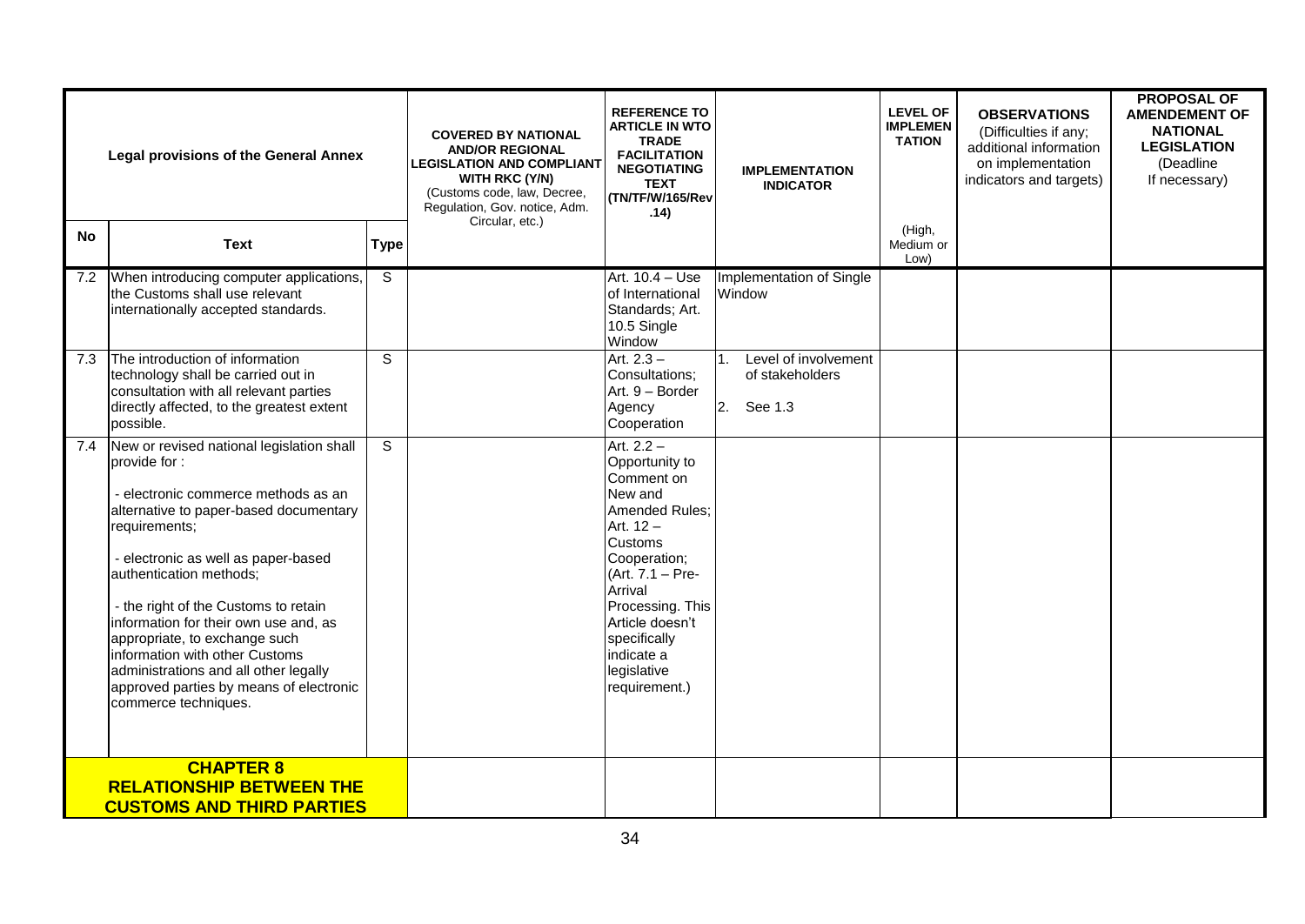| Legal provisions of the General Annex | | | COVERED BY NATIONAL AND/OR REGIONAL LEGISLATION AND COMPLIANT WITH RKC (Y/N) (Customs code, law, Decree, Regulation, Gov. notice, Adm. Circular, etc.) | REFERENCE TO ARTICLE IN WTO TRADE FACILITATION NEGOTIATING TEXT (TN/TF/W/165/Rev .14) | IMPLEMENTATION INDICATOR | LEVEL OF IMPLEMENTATION (High, Medium or Low) | OBSERVATIONS (Difficulties if any; additional information on implementation indicators and targets) | PROPOSAL OF AMENDEMENT OF NATIONAL LEGISLATION (Deadline If necessary) |
|---|---|---|---|---|---|---|---|---|
| No | Text | Type | | | | | | |
| 7.2 | When introducing computer applications, the Customs shall use relevant internationally accepted standards. | S | | Art. 10.4 – Use of International Standards; Art. 10.5 Single Window | Implementation of Single Window | | | |
| 7.3 | The introduction of information technology shall be carried out in consultation with all relevant parties directly affected, to the greatest extent possible. | S | | Art. 2.3 – Consultations; Art. 9 – Border Agency Cooperation | 1. Level of involvement of stakeholders<br>2. See 1.3 | | | |
| 7.4 | New or revised national legislation shall provide for :<br>- electronic commerce methods as an alternative to paper-based documentary requirements;<br>- electronic as well as paper-based authentication methods;<br>- the right of the Customs to retain information for their own use and, as appropriate, to exchange such information with other Customs administrations and all other legally approved parties by means of electronic commerce techniques. | S | | Art. 2.2 – Opportunity to Comment on New and Amended Rules; Art. 12 – Customs Cooperation; (Art. 7.1 – Pre-Arrival Processing. This Article doesn't specifically indicate a legislative requirement.) | | | | |
| **CHAPTER 8 RELATIONSHIP BETWEEN THE CUSTOMS AND THIRD PARTIES** | | | | | | | | |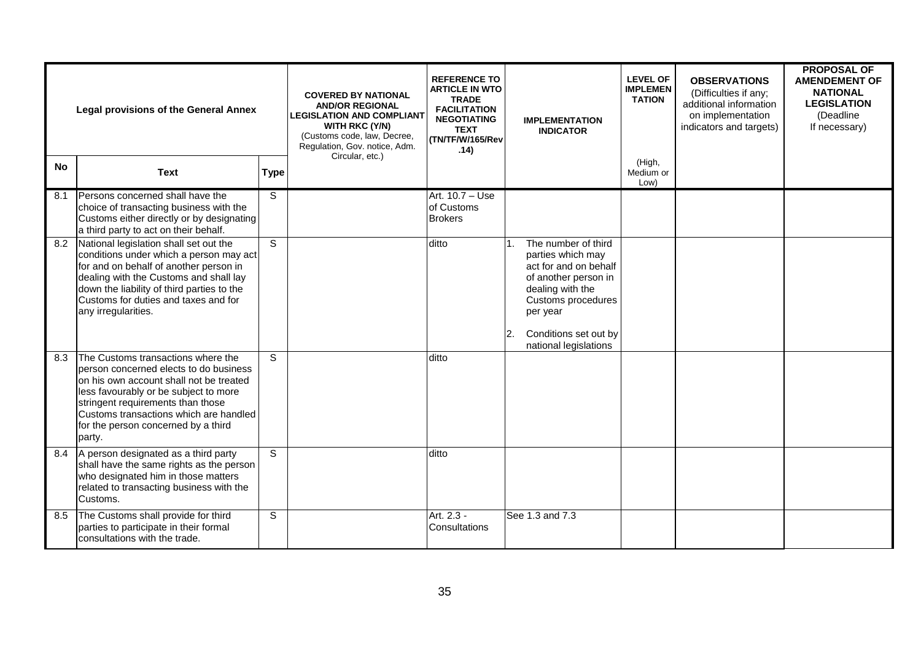| Legal provisions of the General Annex | | | COVERED BY NATIONAL AND/OR REGIONAL LEGISLATION AND COMPLIANT WITH RKC (Y/N) (Customs code, law, Decree, Regulation, Gov. notice, Adm. Circular, etc.) | REFERENCE TO ARTICLE IN WTO TRADE FACILITATION NEGOTIATING TEXT (TN/TF/W/165/Rev.14) | IMPLEMENTATION INDICATOR | LEVEL OF IMPLEMENTATION (High, Medium or Low) | OBSERVATIONS (Difficulties if any; additional information on implementation indicators and targets) | PROPOSAL OF AMENDEMENT OF NATIONAL LEGISLATION (Deadline If necessary) |
|---|---|---|---|---|---|---|---|---|
| **No** | **Text** | **Type** | | | | | | |
| 8.1 | Persons concerned shall have the choice of transacting business with the Customs either directly or by designating a third party to act on their behalf. | S | | Art. 10.7 – Use of Customs Brokers | | | | |
| 8.2 | National legislation shall set out the conditions under which a person may act for and on behalf of another person in dealing with the Customs and shall lay down the liability of third parties to the Customs for duties and taxes and for any irregularities. | S | | ditto | 1. The number of third parties which may act for and on behalf of another person in dealing with the Customs procedures per year<br>2. Conditions set out by national legislations | | | |
| 8.3 | The Customs transactions where the person concerned elects to do business on his own account shall not be treated less favourably or be subject to more stringent requirements than those Customs transactions which are handled for the person concerned by a third party. | S | | ditto | | | | |
| 8.4 | A person designated as a third party shall have the same rights as the person who designated him in those matters related to transacting business with the Customs. | S | | ditto | | | | |
| 8.5 | The Customs shall provide for third parties to participate in their formal consultations with the trade. | S | | Art. 2.3 - Consultations | See 1.3 and 7.3 | | | |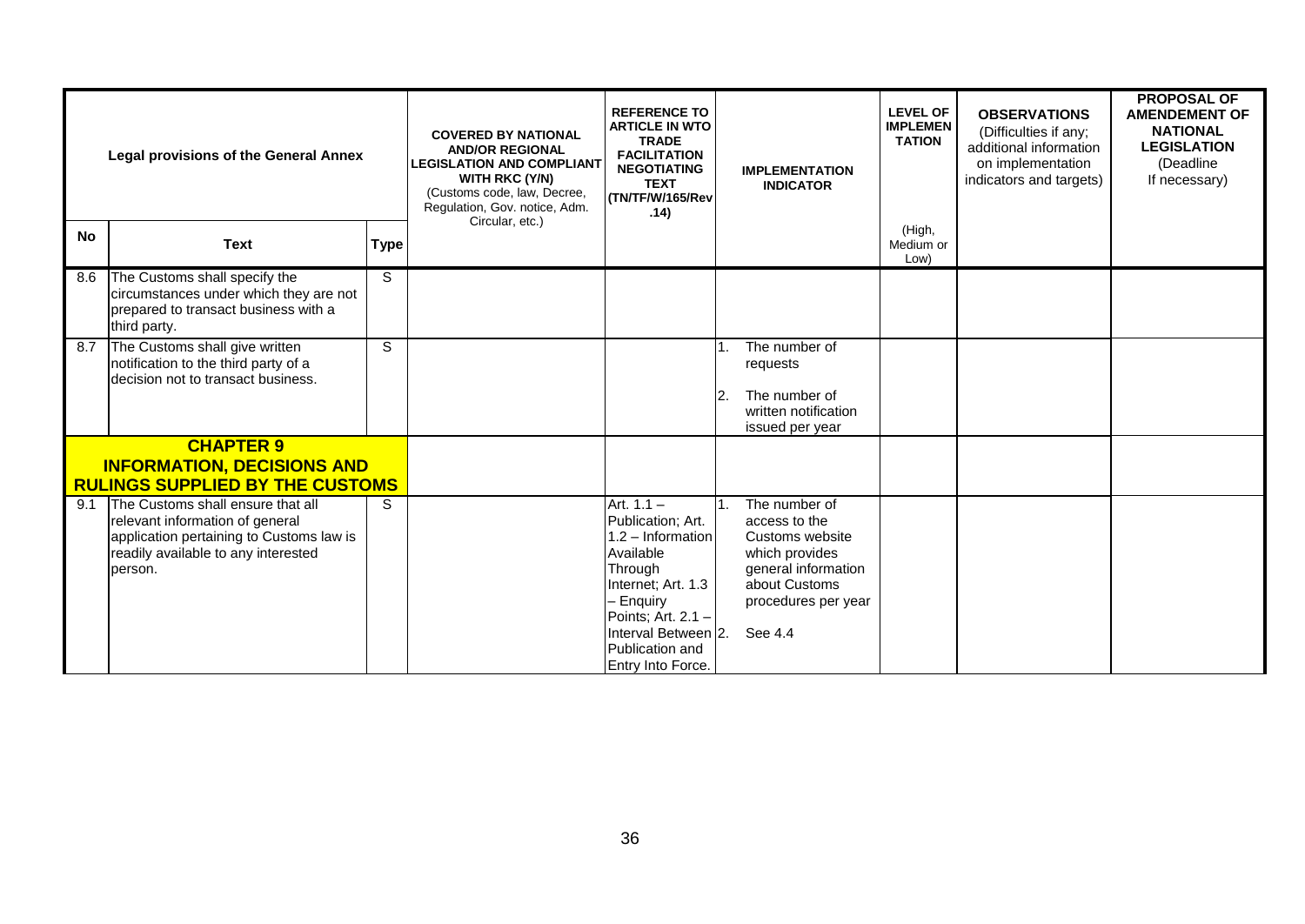| Legal provisions of the General Annex | | | COVERED BY NATIONAL AND/OR REGIONAL LEGISLATION AND COMPLIANT WITH RKC (Y/N) (Customs code, law, Decree, Regulation, Gov. notice, Adm. Circular, etc.) | REFERENCE TO ARTICLE IN WTO TRADE FACILITATION NEGOTIATING TEXT (TN/TF/W/165/Rev .14) | IMPLEMENTATION INDICATOR | LEVEL OF IMPLEMENTATION (High, Medium or Low) | OBSERVATIONS (Difficulties if any; additional information on implementation indicators and targets) | PROPOSAL OF AMENDEMENT OF NATIONAL LEGISLATION (Deadline If necessary) |
|---|---|---|---|---|---|---|---|---|
| **No** | **Text** | **Type** | | | | | | |
| 8.6 | The Customs shall specify the circumstances under which they are not prepared to transact business with a third party. | S | | | | | | |
| 8.7 | The Customs shall give written notification to the third party of a decision not to transact business. | S | | | 1. The number of requests<br>2. The number of written notification issued per year | | | |
| **CHAPTER 9 INFORMATION, DECISIONS AND RULINGS SUPPLIED BY THE CUSTOMS** | | | | | | | | |
| 9.1 | The Customs shall ensure that all relevant information of general application pertaining to Customs law is readily available to any interested person. | S | | Art. 1.1 – Publication; Art. 1.2 – Information Available Through Internet; Art. 1.3 – Enquiry Points; Art. 2.1 – Interval Between Publication and Entry Into Force. | 1. The number of access to the Customs website which provides general information about Customs procedures per year<br>2. See 4.4 | | | |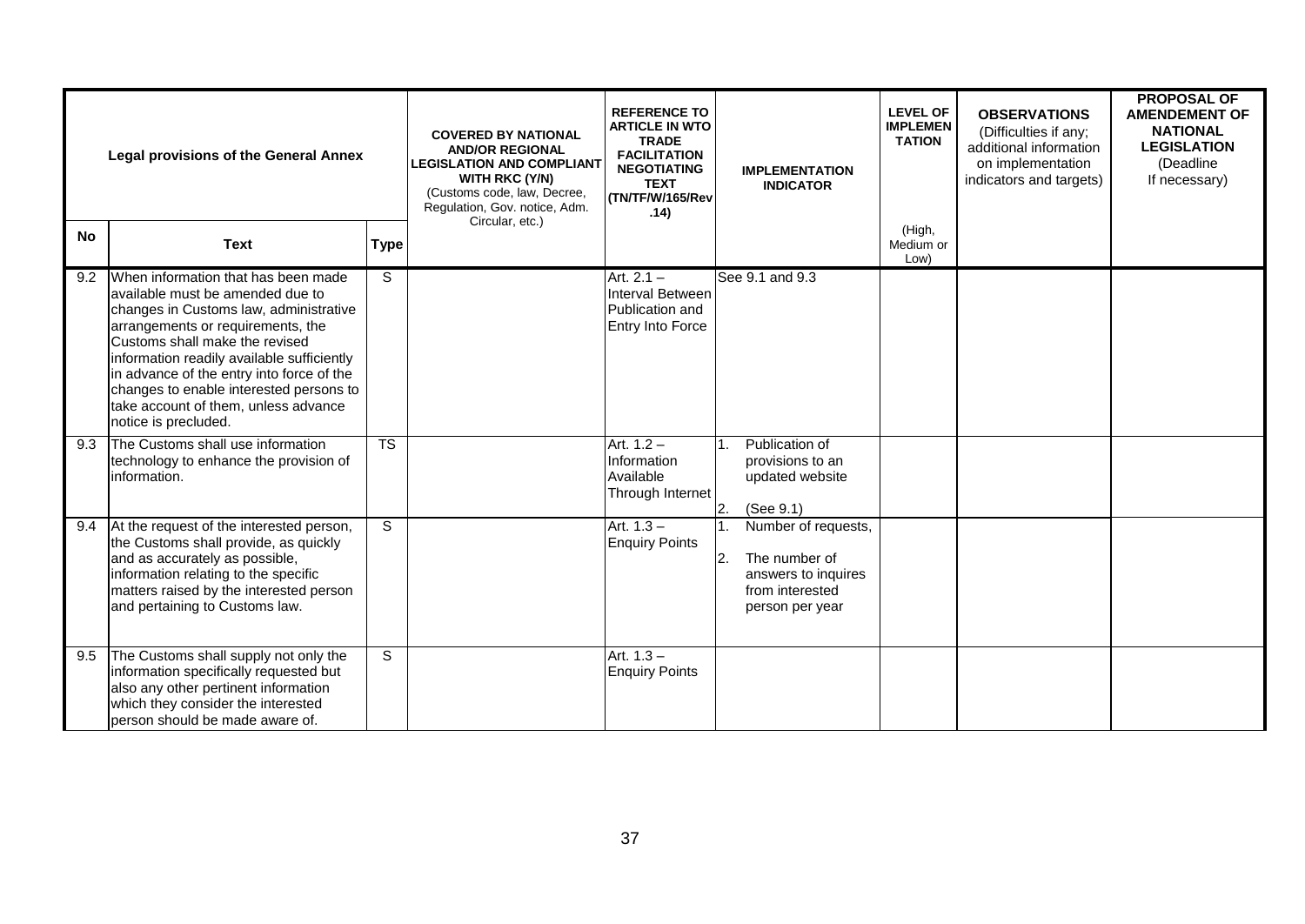| Legal provisions of the General Annex | | | COVERED BY NATIONAL AND/OR REGIONAL LEGISLATION AND COMPLIANT WITH RKC (Y/N) (Customs code, law, Decree, Regulation, Gov. notice, Adm. Circular, etc.) | REFERENCE TO ARTICLE IN WTO TRADE FACILITATION NEGOTIATING TEXT (TN/TF/W/165/Rev .14) | IMPLEMENTATION INDICATOR | LEVEL OF IMPLEMENTATION (High, Medium or Low) | OBSERVATIONS (Difficulties if any; additional information on implementation indicators and targets) | PROPOSAL OF AMENDEMENT OF NATIONAL LEGISLATION (Deadline If necessary) |
|---|---|---|---|---|---|---|---|---|
| **No** | **Text** | **Type** | | | | | | |
| 9.2 | When information that has been made available must be amended due to changes in Customs law, administrative arrangements or requirements, the Customs shall make the revised information readily available sufficiently in advance of the entry into force of the changes to enable interested persons to take account of them, unless advance notice is precluded. | S | | Art. 2.1 – Interval Between Publication and Entry Into Force | See 9.1 and 9.3 | | | |
| 9.3 | The Customs shall use information technology to enhance the provision of information. | TS | | Art. 1.2 – Information Available Through Internet | 1. Publication of provisions to an updated website<br>2. (See 9.1) | | | |
| 9.4 | At the request of the interested person, the Customs shall provide, as quickly and as accurately as possible, information relating to the specific matters raised by the interested person and pertaining to Customs law. | S | | Art. 1.3 – Enquiry Points | 1. Number of requests,<br>2. The number of answers to inquires from interested person per year | | | |
| 9.5 | The Customs shall supply not only the information specifically requested but also any other pertinent information which they consider the interested person should be made aware of. | S | | Art. 1.3 – Enquiry Points | | | | |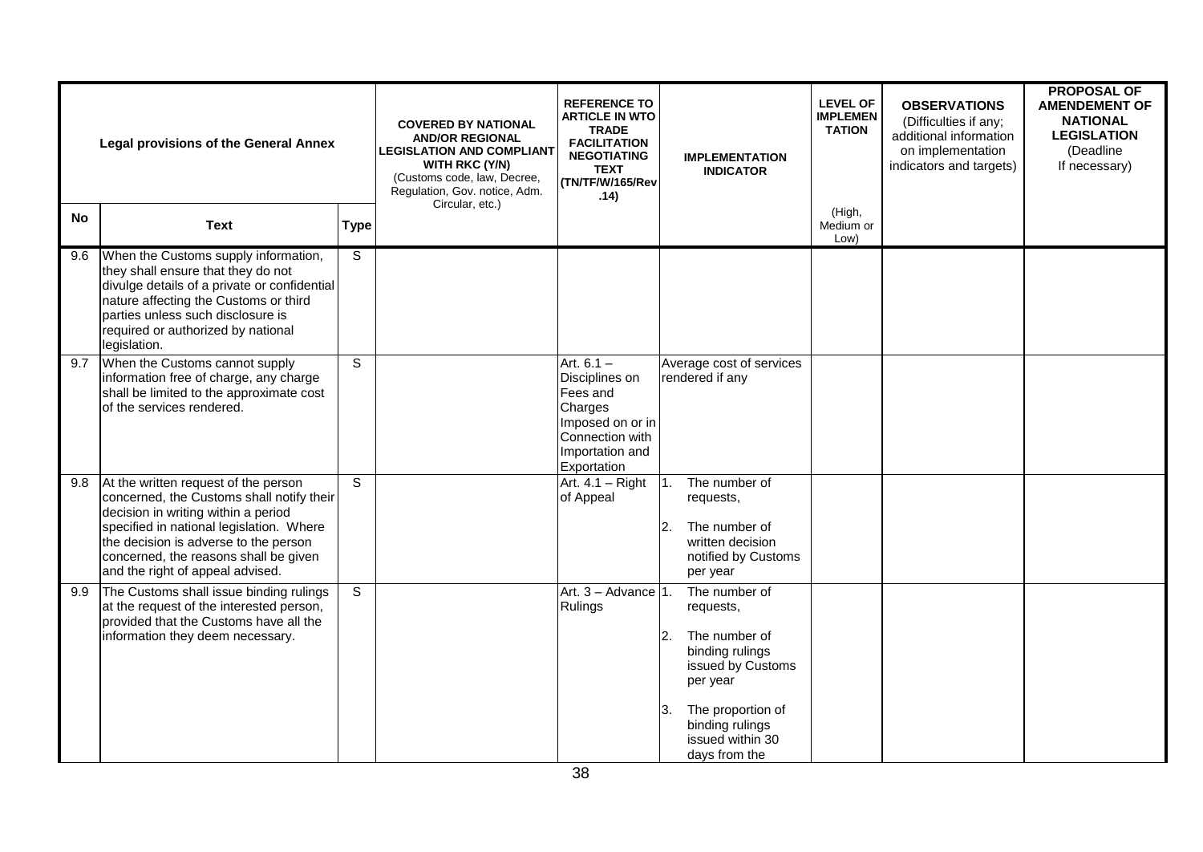| Legal provisions of the General Annex | | | COVERED BY NATIONAL AND/OR REGIONAL LEGISLATION AND COMPLIANT WITH RKC (Y/N) (Customs code, law, Decree, Regulation, Gov. notice, Adm. Circular, etc.) | REFERENCE TO ARTICLE IN WTO TRADE FACILITATION NEGOTIATING TEXT (TN/TF/W/165/Rev .14) | IMPLEMENTATION INDICATOR | LEVEL OF IMPLEMENTATION (High, Medium or Low) | OBSERVATIONS (Difficulties if any; additional information on implementation indicators and targets) | PROPOSAL OF AMENDEMENT OF NATIONAL LEGISLATION (Deadline If necessary) |
|---|---|---|---|---|---|---|---|---|
| **No** | **Text** | **Type** | | | | | | |
| 9.6 | When the Customs supply information, they shall ensure that they do not divulge details of a private or confidential nature affecting the Customs or third parties unless such disclosure is required or authorized by national legislation. | S | | | | | | |
| 9.7 | When the Customs cannot supply information free of charge, any charge shall be limited to the approximate cost of the services rendered. | S | | Art. 6.1 – Disciplines on Fees and Charges Imposed on or in Connection with Importation and Exportation | Average cost of services rendered if any | | | |
| 9.8 | At the written request of the person concerned, the Customs shall notify their decision in writing within a period specified in national legislation. Where the decision is adverse to the person concerned, the reasons shall be given and the right of appeal advised. | S | | Art. 4.1 – Right of Appeal | 1. The number of requests,<br>2. The number of written decision notified by Customs per year | | | |
| 9.9 | The Customs shall issue binding rulings at the request of the interested person, provided that the Customs have all the information they deem necessary. | S | | Art. 3 – Advance Rulings | 1. The number of requests,<br>2. The number of binding rulings issued by Customs per year<br>3. The proportion of binding rulings issued within 30 days from the | | | |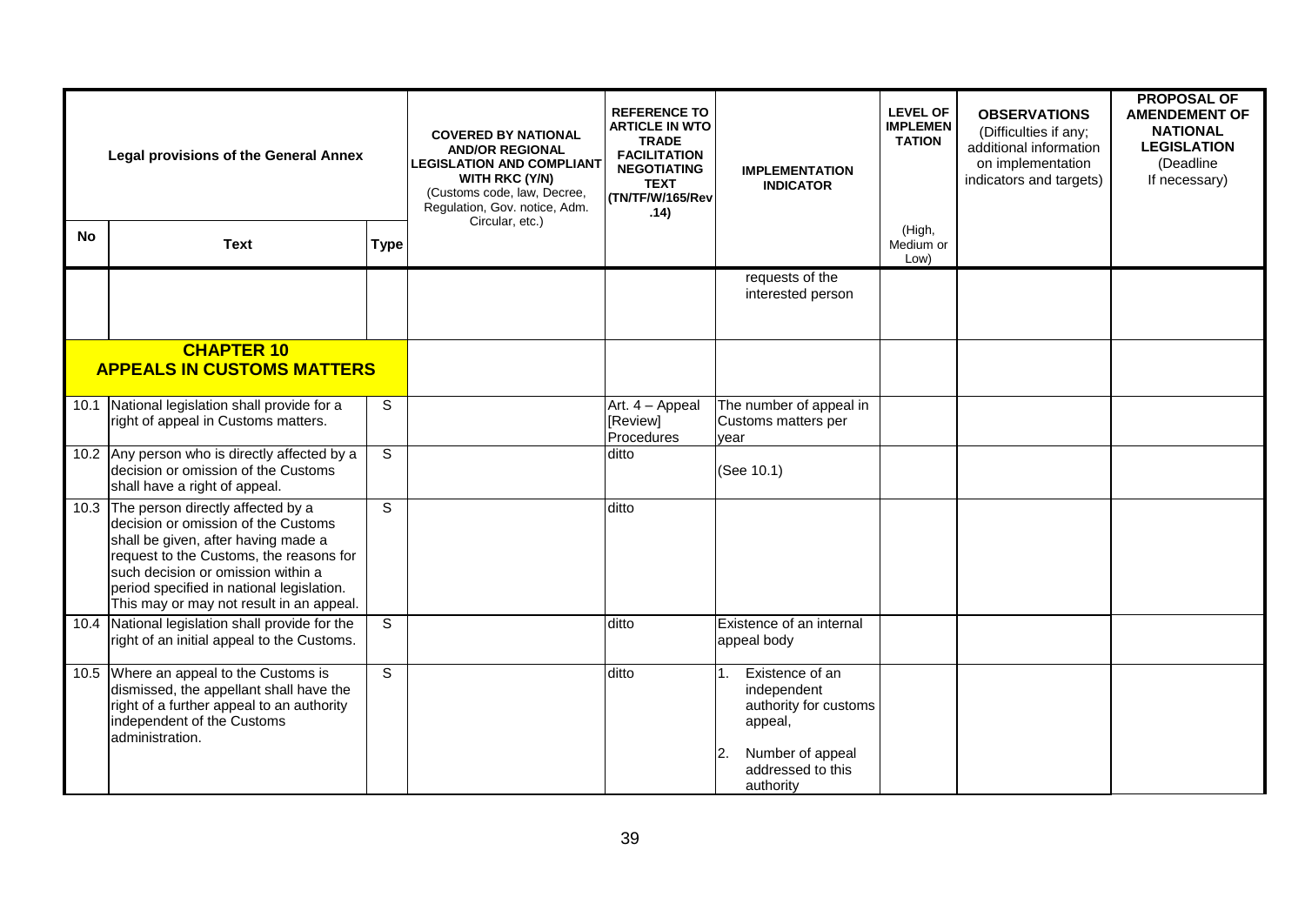| Legal provisions of the General Annex | | | COVERED BY NATIONAL AND/OR REGIONAL LEGISLATION AND COMPLIANT WITH RKC (Y/N) (Customs code, law, Decree, Regulation, Gov. notice, Adm. Circular, etc.) | REFERENCE TO ARTICLE IN WTO TRADE FACILITATION NEGOTIATING TEXT (TN/TF/W/165/Rev .14) | IMPLEMENTATION INDICATOR | LEVEL OF IMPLEMENTATION | OBSERVATIONS (Difficulties if any; additional information on implementation indicators and targets) | PROPOSAL OF AMENDEMENT OF NATIONAL LEGISLATION (Deadline If necessary) |
|---|---|---|---|---|---|---|---|---|
| **No** | **Text** | **Type** | | | | (High, Medium or Low) | | |
| | | | | | requests of the interested person | | | |
| | **CHAPTER 10 APPEALS IN CUSTOMS MATTERS** | | | | | | | |
| 10.1 | National legislation shall provide for a right of appeal in Customs matters. | S | | Art. 4 – Appeal [Review] Procedures | The number of appeal in Customs matters per year | | | |
| 10.2 | Any person who is directly affected by a decision or omission of the Customs shall have a right of appeal. | S | | ditto | (See 10.1) | | | |
| 10.3 | The person directly affected by a decision or omission of the Customs shall be given, after having made a request to the Customs, the reasons for such decision or omission within a period specified in national legislation. This may or may not result in an appeal. | S | | ditto | | | | |
| 10.4 | National legislation shall provide for the right of an initial appeal to the Customs. | S | | ditto | Existence of an internal appeal body | | | |
| 10.5 | Where an appeal to the Customs is dismissed, the appellant shall have the right of a further appeal to an authority independent of the Customs administration. | S | | ditto | 1. Existence of an independent authority for customs appeal, 2. Number of appeal addressed to this authority | | | |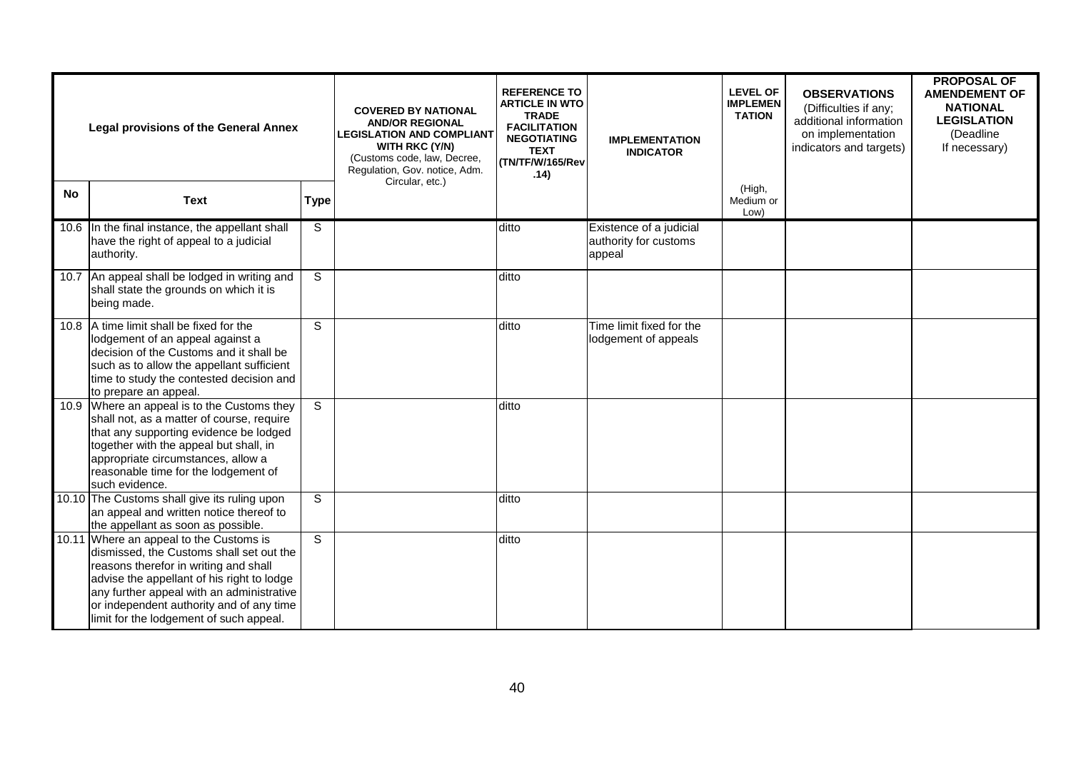| Legal provisions of the General Annex | | | COVERED BY NATIONAL AND/OR REGIONAL LEGISLATION AND COMPLIANT WITH RKC (Y/N) (Customs code, law, Decree, Regulation, Gov. notice, Adm. Circular, etc.) | REFERENCE TO ARTICLE IN WTO TRADE FACILITATION NEGOTIATING TEXT (TN/TF/W/165/Rev .14) | IMPLEMENTATION INDICATOR | LEVEL OF IMPLEMENTATION (High, Medium or Low) | OBSERVATIONS (Difficulties if any; additional information on implementation indicators and targets) | PROPOSAL OF AMENDEMENT OF NATIONAL LEGISLATION (Deadline If necessary) |
|---|---|---|---|---|---|---|---|---|
| **No** | **Text** | **Type** | | | | | | |
| 10.6 | In the final instance, the appellant shall have the right of appeal to a judicial authority. | S | | ditto | Existence of a judicial authority for customs appeal | | | |
| 10.7 | An appeal shall be lodged in writing and shall state the grounds on which it is being made. | S | | ditto | | | | |
| 10.8 | A time limit shall be fixed for the lodgement of an appeal against a decision of the Customs and it shall be such as to allow the appellant sufficient time to study the contested decision and to prepare an appeal. | S | | ditto | Time limit fixed for the lodgement of appeals | | | |
| 10.9 | Where an appeal is to the Customs they shall not, as a matter of course, require that any supporting evidence be lodged together with the appeal but shall, in appropriate circumstances, allow a reasonable time for the lodgement of such evidence. | S | | ditto | | | | |
| 10.10 | The Customs shall give its ruling upon an appeal and written notice thereof to the appellant as soon as possible. | S | | ditto | | | | |
| 10.11 | Where an appeal to the Customs is dismissed, the Customs shall set out the reasons therefor in writing and shall advise the appellant of his right to lodge any further appeal with an administrative or independent authority and of any time limit for the lodgement of such appeal. | S | | ditto | | | | |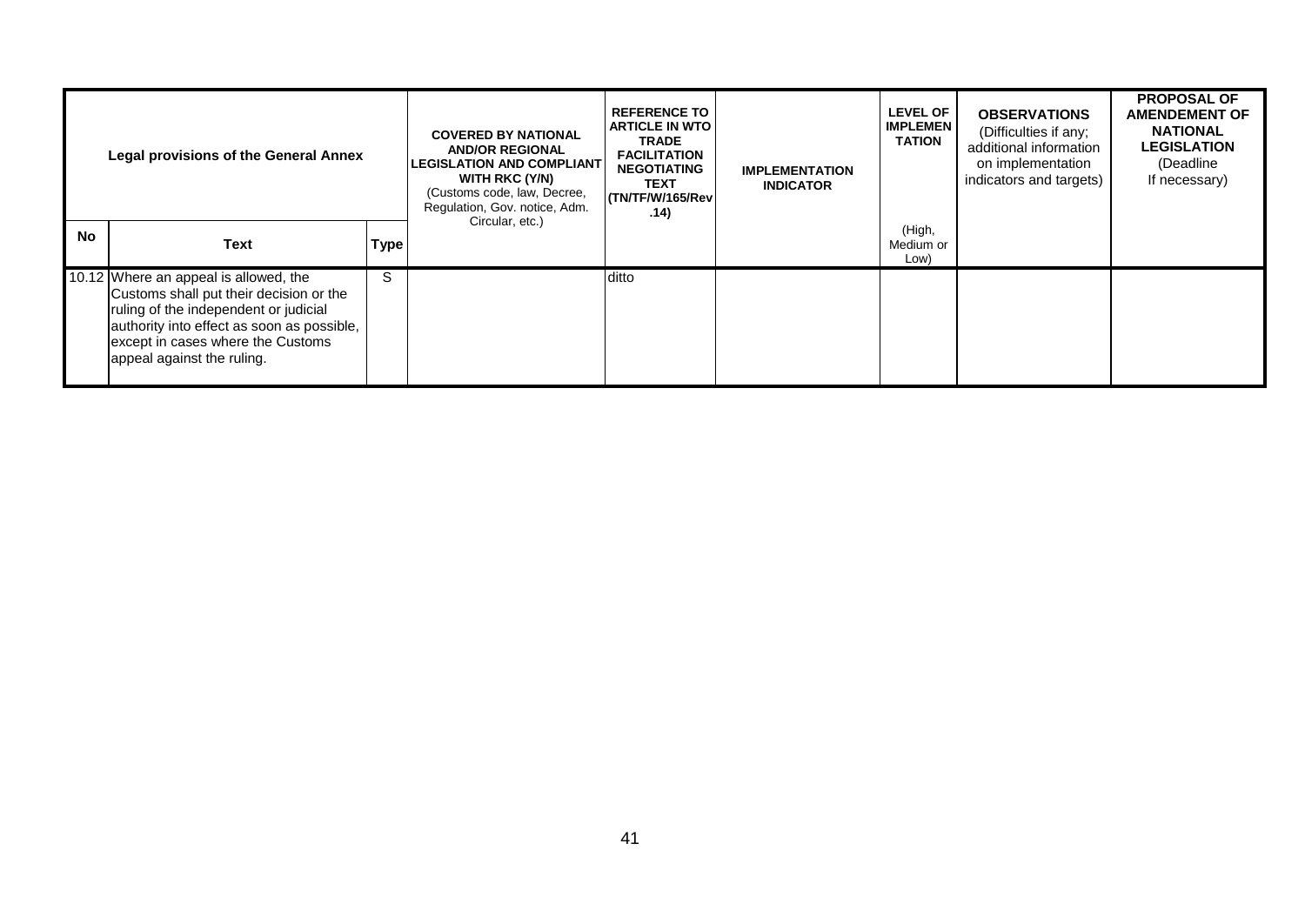| Legal provisions of the General Annex | | | COVERED BY NATIONAL AND/OR REGIONAL LEGISLATION AND COMPLIANT WITH RKC (Y/N) (Customs code, law, Decree, Regulation, Gov. notice, Adm. Circular, etc.) | REFERENCE TO ARTICLE IN WTO TRADE FACILITATION NEGOTIATING TEXT (TN/TF/W/165/Rev.14) | IMPLEMENTATION INDICATOR | LEVEL OF IMPLEMENTATION (High, Medium or Low) | OBSERVATIONS (Difficulties if any; additional information on implementation indicators and targets) | PROPOSAL OF AMENDEMENT OF NATIONAL LEGISLATION (Deadline If necessary) |
|---|---|---|---|---|---|---|---|---|
| **No** | **Text** | **Type** | | | | | | |
| 10.12 | Where an appeal is allowed, the Customs shall put their decision or the ruling of the independent or judicial authority into effect as soon as possible, except in cases where the Customs appeal against the ruling. | S | | ditto | | | | |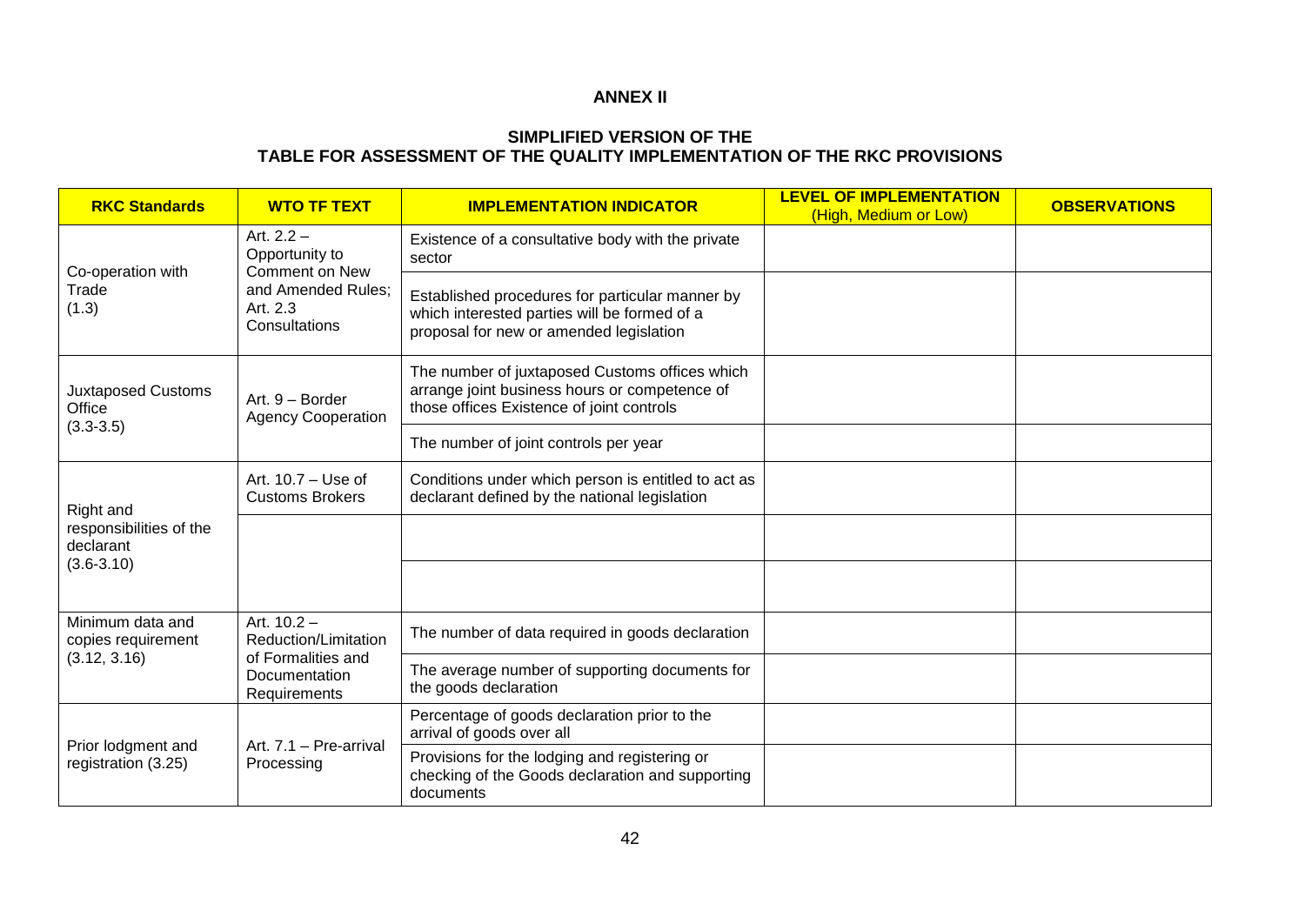**ANNEX II**

**SIMPLIFIED VERSION OF THE**
**TABLE FOR ASSESSMENT OF THE QUALITY IMPLEMENTATION OF THE RKC PROVISIONS**

| RKC Standards | WTO TF TEXT | IMPLEMENTATION INDICATOR | LEVEL OF IMPLEMENTATION (High, Medium or Low) | OBSERVATIONS |
|---|---|---|---|---|
| Co-operation with Trade (1.3) | Art. 2.2 – Opportunity to Comment on New and Amended Rules; Art. 2.3 Consultations | Existence of a consultative body with the private sector | | |
| | | Established procedures for particular manner by which interested parties will be formed of a proposal for new or amended legislation | | |
| Juxtaposed Customs Office (3.3-3.5) | Art. 9 – Border Agency Cooperation | The number of juxtaposed Customs offices which arrange joint business hours or competence of those offices Existence of joint controls | | |
| | | The number of joint controls per year | | |
| Right and responsibilities of the declarant (3.6-3.10) | Art. 10.7 – Use of Customs Brokers | Conditions under which person is entitled to act as declarant defined by the national legislation | | |
| | | | | |
| | | | | |
| Minimum data and copies requirement (3.12, 3.16) | Art. 10.2 – Reduction/Limitation of Formalities and Documentation Requirements | The number of data required in goods declaration | | |
| | | The average number of supporting documents for the goods declaration | | |
| Prior lodgment and registration (3.25) | Art. 7.1 – Pre-arrival Processing | Percentage of goods declaration prior to the arrival of goods over all | | |
| | | Provisions for the lodging and registering or checking of the Goods declaration and supporting documents | | |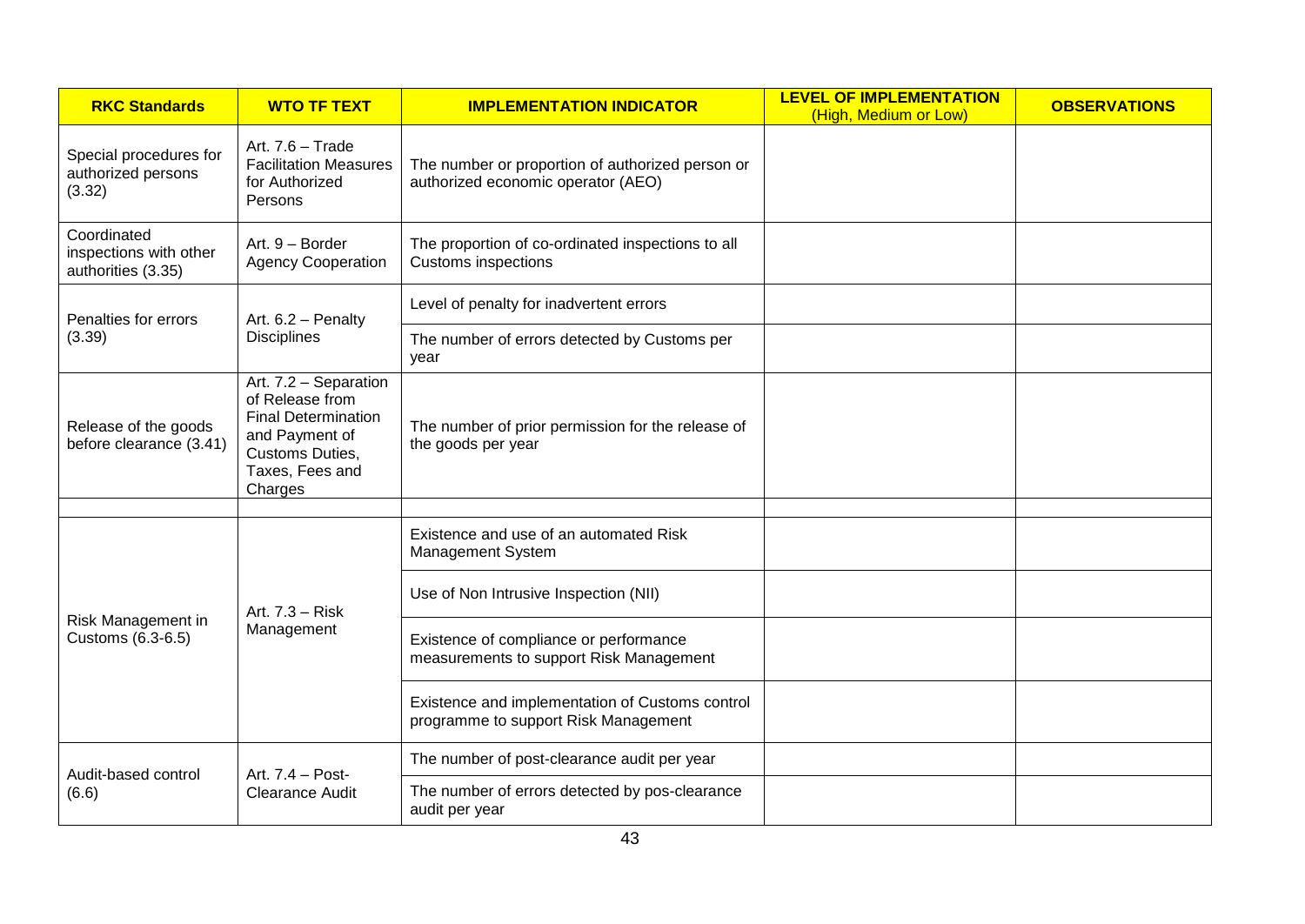| RKC Standards | WTO TF TEXT | IMPLEMENTATION INDICATOR | LEVEL OF IMPLEMENTATION (High, Medium or Low) | OBSERVATIONS |
|---|---|---|---|---|
| Special procedures for authorized persons (3.32) | Art. 7.6 – Trade Facilitation Measures for Authorized Persons | The number or proportion of authorized person or authorized economic operator (AEO) | | |
| Coordinated inspections with other authorities (3.35) | Art. 9 – Border Agency Cooperation | The proportion of co-ordinated inspections to all Customs inspections | | |
| Penalties for errors (3.39) | Art. 6.2 – Penalty Disciplines | Level of penalty for inadvertent errors | | |
| | | The number of errors detected by Customs per year | | |
| Release of the goods before clearance (3.41) | Art. 7.2 – Separation of Release from Final Determination and Payment of Customs Duties, Taxes, Fees and Charges | The number of prior permission for the release of the goods per year | | |
| | | | | |
| Risk Management in Customs (6.3-6.5) | Art. 7.3 – Risk Management | Existence and use of an automated Risk Management System | | |
| | | Use of Non Intrusive Inspection (NII) | | |
| | | Existence of compliance or performance measurements to support Risk Management | | |
| | | Existence and implementation of Customs control programme to support Risk Management | | |
| Audit-based control (6.6) | Art. 7.4 – Post-Clearance Audit | The number of post-clearance audit per year | | |
| | | The number of errors detected by pos-clearance audit per year | | |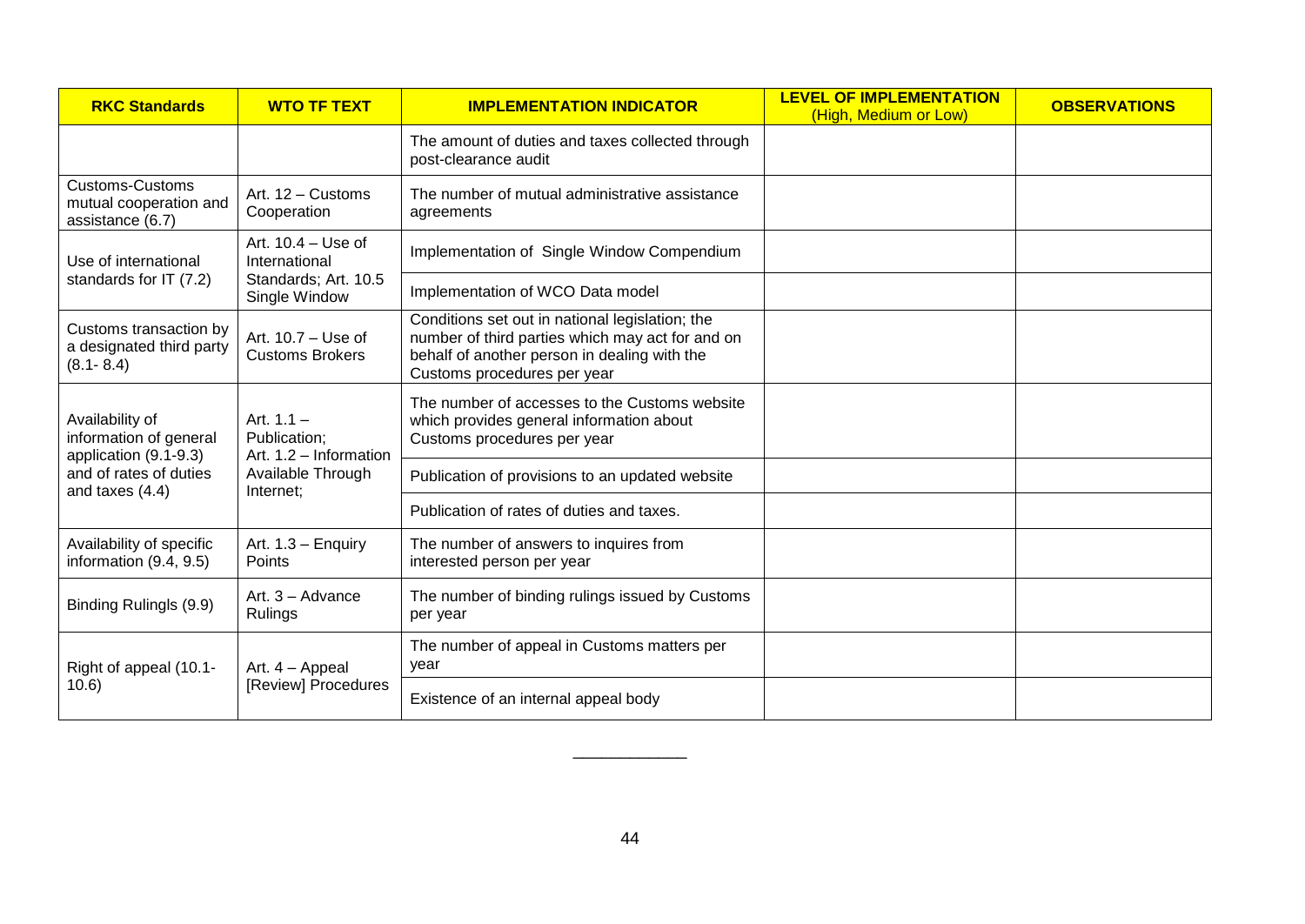| RKC Standards | WTO TF TEXT | IMPLEMENTATION INDICATOR | LEVEL OF IMPLEMENTATION (High, Medium or Low) | OBSERVATIONS |
|---|---|---|---|---|
| | | The amount of duties and taxes collected through post-clearance audit | | |
| Customs-Customs mutual cooperation and assistance (6.7) | Art. 12 – Customs Cooperation | The number of mutual administrative assistance agreements | | |
| Use of international standards for IT (7.2) | Art. 10.4 – Use of International Standards; Art. 10.5 Single Window | Implementation of Single Window Compendium | | |
| | | Implementation of WCO Data model | | |
| Customs transaction by a designated third party (8.1- 8.4) | Art. 10.7 – Use of Customs Brokers | Conditions set out in national legislation; the number of third parties which may act for and on behalf of another person in dealing with the Customs procedures per year | | |
| Availability of information of general application (9.1-9.3) and of rates of duties and taxes (4.4) | Art. 1.1 – Publication; Art. 1.2 – Information Available Through Internet; | The number of accesses to the Customs website which provides general information about Customs procedures per year | | |
| | | Publication of provisions to an updated website | | |
| | | Publication of rates of duties and taxes. | | |
| Availability of specific information (9.4, 9.5) | Art. 1.3 – Enquiry Points | The number of answers to inquires from interested person per year | | |
| Binding Rulingls (9.9) | Art. 3 – Advance Rulings | The number of binding rulings issued by Customs per year | | |
| Right of appeal (10.1-10.6) | Art. 4 – Appeal [Review] Procedures | The number of appeal in Customs matters per year | | |
| | | Existence of an internal appeal body | | |

____________